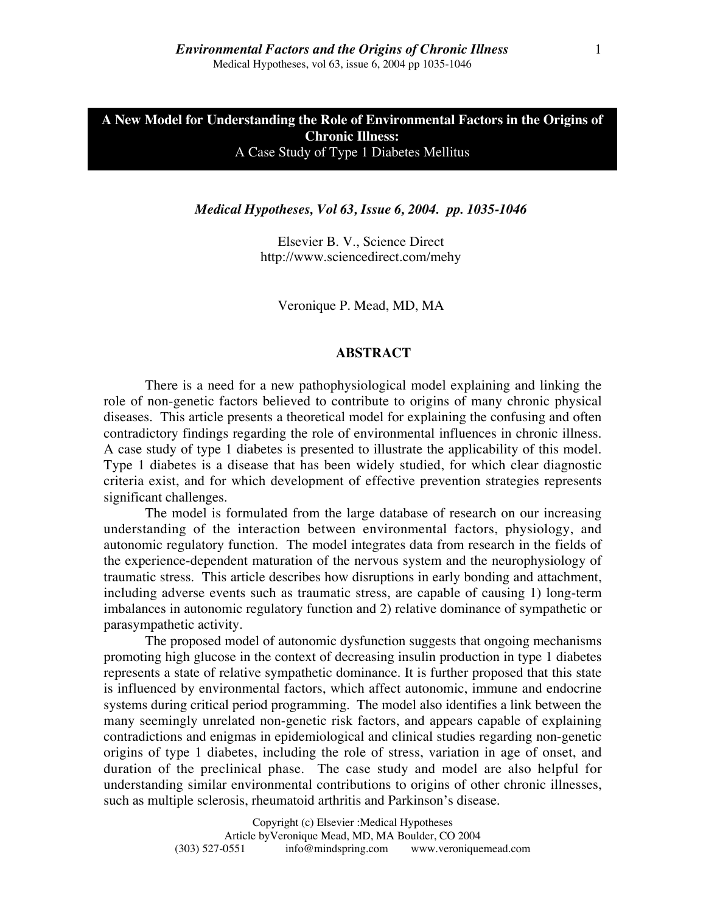# A New Model for Understanding the Role of Environmental Factors in the Origins of Chronic Illness:

A Case Study of Type 1 Diabetes Mellitus

*Medical Hypotheses, Vol 63, Issue 6, 2004. pp. 1035-1046*

Elsevier B. V., Science Direct
http://www.sciencedirect.com/mehy

Veronique P. Mead, MD, MA

## ABSTRACT

There is a need for a new pathophysiological model explaining and linking the role of non-genetic factors believed to contribute to origins of many chronic physical diseases. This article presents a theoretical model for explaining the confusing and often contradictory findings regarding the role of environmental influences in chronic illness. A case study of type 1 diabetes is presented to illustrate the applicability of this model. Type 1 diabetes is a disease that has been widely studied, for which clear diagnostic criteria exist, and for which development of effective prevention strategies represents significant challenges.

The model is formulated from the large database of research on our increasing understanding of the interaction between environmental factors, physiology, and autonomic regulatory function. The model integrates data from research in the fields of the experience-dependent maturation of the nervous system and the neurophysiology of traumatic stress. This article describes how disruptions in early bonding and attachment, including adverse events such as traumatic stress, are capable of causing 1) long-term imbalances in autonomic regulatory function and 2) relative dominance of sympathetic or parasympathetic activity.

The proposed model of autonomic dysfunction suggests that ongoing mechanisms promoting high glucose in the context of decreasing insulin production in type 1 diabetes represents a state of relative sympathetic dominance. It is further proposed that this state is influenced by environmental factors, which affect autonomic, immune and endocrine systems during critical period programming. The model also identifies a link between the many seemingly unrelated non-genetic risk factors, and appears capable of explaining contradictions and enigmas in epidemiological and clinical studies regarding non-genetic origins of type 1 diabetes, including the role of stress, variation in age of onset, and duration of the preclinical phase. The case study and model are also helpful for understanding similar environmental contributions to origins of other chronic illnesses, such as multiple sclerosis, rheumatoid arthritis and Parkinson's disease.

Copyright (c) Elsevier :Medical Hypotheses
Article byVeronique Mead, MD, MA Boulder, CO 2004
(303) 527-0551 info@mindspring.com www.veroniquemead.com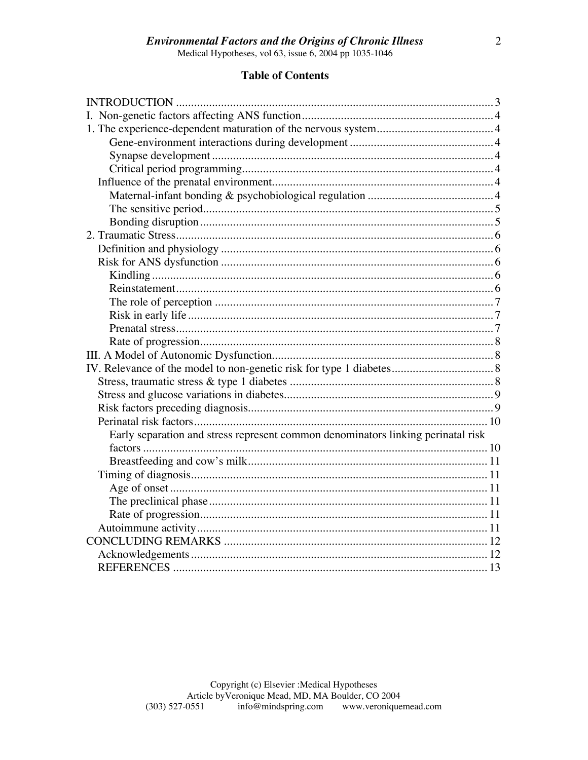## Table of Contents

- INTRODUCTION ..... 3
- I. Non-genetic factors affecting ANS function ..... 4
- 1. The experience-dependent maturation of the nervous system ..... 4
  - Gene-environment interactions during development ..... 4
  - Synapse development ..... 4
  - Critical period programming ..... 4
  - Influence of the prenatal environment ..... 4
    - Maternal-infant bonding & psychobiological regulation ..... 4
    - The sensitive period ..... 5
    - Bonding disruption ..... 5
- 2. Traumatic Stress ..... 6
  - Definition and physiology ..... 6
  - Risk for ANS dysfunction ..... 6
    - Kindling ..... 6
    - Reinstatement ..... 6
    - The role of perception ..... 7
    - Risk in early life ..... 7
    - Prenatal stress ..... 7
    - Rate of progression ..... 8
- III. A Model of Autonomic Dysfunction ..... 8
- IV. Relevance of the model to non-genetic risk for type 1 diabetes ..... 8
  - Stress, traumatic stress & type 1 diabetes ..... 8
  - Stress and glucose variations in diabetes ..... 9
  - Risk factors preceding diagnosis ..... 9
  - Perinatal risk factors ..... 10
    - Early separation and stress represent common denominators linking perinatal risk factors ..... 10
    - Breastfeeding and cow's milk ..... 11
  - Timing of diagnosis ..... 11
    - Age of onset ..... 11
    - The preclinical phase ..... 11
    - Rate of progression ..... 11
  - Autoimmune activity ..... 11
- CONCLUDING REMARKS ..... 12
  - Acknowledgements ..... 12
  - REFERENCES ..... 13

Copyright (c) Elsevier :Medical Hypotheses
Article byVeronique Mead, MD, MA Boulder, CO 2004
(303) 527-0551 info@mindspring.com www.veroniquemead.com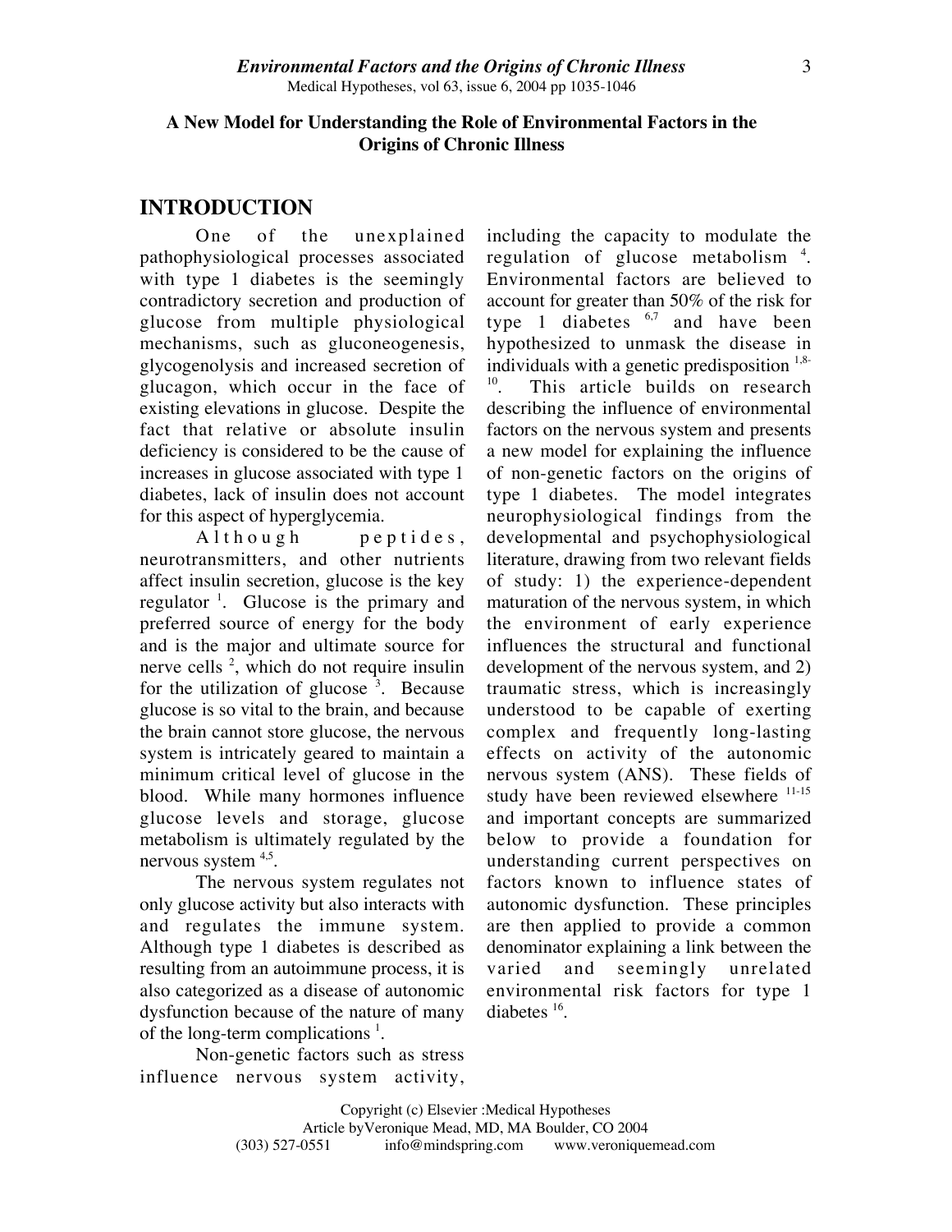**A New Model for Understanding the Role of Environmental Factors in the Origins of Chronic Illness**

## INTRODUCTION

One of the unexplained pathophysiological processes associated with type 1 diabetes is the seemingly contradictory secretion and production of glucose from multiple physiological mechanisms, such as gluconeogenesis, glycogenolysis and increased secretion of glucagon, which occur in the face of existing elevations in glucose. Despite the fact that relative or absolute insulin deficiency is considered to be the cause of increases in glucose associated with type 1 diabetes, lack of insulin does not account for this aspect of hyperglycemia.

Although peptides, neurotransmitters, and other nutrients affect insulin secretion, glucose is the key regulator [1]. Glucose is the primary and preferred source of energy for the body and is the major and ultimate source for nerve cells [2], which do not require insulin for the utilization of glucose [3]. Because glucose is so vital to the brain, and because the brain cannot store glucose, the nervous system is intricately geared to maintain a minimum critical level of glucose in the blood. While many hormones influence glucose levels and storage, glucose metabolism is ultimately regulated by the nervous system [4,5].

The nervous system regulates not only glucose activity but also interacts with and regulates the immune system. Although type 1 diabetes is described as resulting from an autoimmune process, it is also categorized as a disease of autonomic dysfunction because of the nature of many of the long-term complications [1].

Non-genetic factors such as stress influence nervous system activity, including the capacity to modulate the regulation of glucose metabolism [4]. Environmental factors are believed to account for greater than 50% of the risk for type 1 diabetes [6,7] and have been hypothesized to unmask the disease in individuals with a genetic predisposition [1,8-10]. This article builds on research describing the influence of environmental factors on the nervous system and presents a new model for explaining the influence of non-genetic factors on the origins of type 1 diabetes. The model integrates neurophysiological findings from the developmental and psychophysiological literature, drawing from two relevant fields of study: 1) the experience-dependent maturation of the nervous system, in which the environment of early experience influences the structural and functional development of the nervous system, and 2) traumatic stress, which is increasingly understood to be capable of exerting complex and frequently long-lasting effects on activity of the autonomic nervous system (ANS). These fields of study have been reviewed elsewhere [11-15] and important concepts are summarized below to provide a foundation for understanding current perspectives on factors known to influence states of autonomic dysfunction. These principles are then applied to provide a common denominator explaining a link between the varied and seemingly unrelated environmental risk factors for type 1 diabetes [16].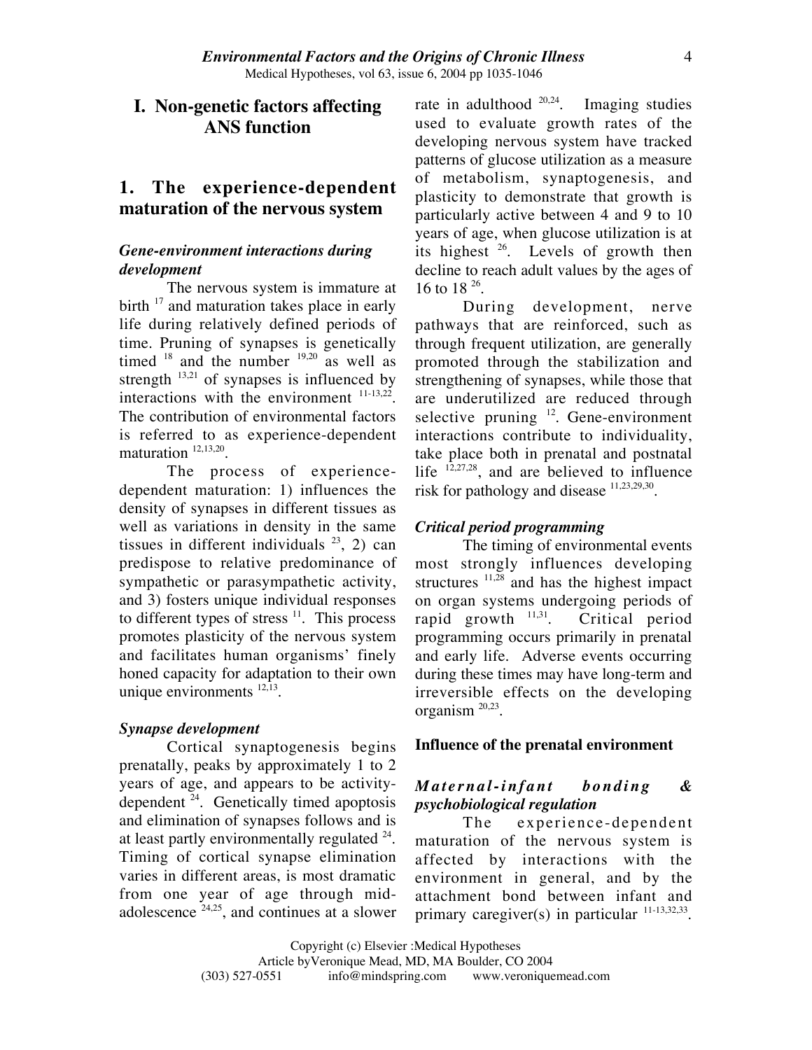# I. Non-genetic factors affecting ANS function

## 1. The experience-dependent maturation of the nervous system

### *Gene-environment interactions during development*

The nervous system is immature at birth [17] and maturation takes place in early life during relatively defined periods of time. Pruning of synapses is genetically timed [18] and the number [19,20] as well as strength [13,21] of synapses is influenced by interactions with the environment [11-13,22]. The contribution of environmental factors is referred to as experience-dependent maturation [12,13,20].

The process of experience-dependent maturation: 1) influences the density of synapses in different tissues as well as variations in density in the same tissues in different individuals [23], 2) can predispose to relative predominance of sympathetic or parasympathetic activity, and 3) fosters unique individual responses to different types of stress [11]. This process promotes plasticity of the nervous system and facilitates human organisms' finely honed capacity for adaptation to their own unique environments [12,13].

### *Synapse development*

Cortical synaptogenesis begins prenatally, peaks by approximately 1 to 2 years of age, and appears to be activity-dependent [24]. Genetically timed apoptosis and elimination of synapses follows and is at least partly environmentally regulated [24]. Timing of cortical synapse elimination varies in different areas, is most dramatic from one year of age through mid-adolescence [24,25], and continues at a slower rate in adulthood [20,24]. Imaging studies used to evaluate growth rates of the developing nervous system have tracked patterns of glucose utilization as a measure of metabolism, synaptogenesis, and plasticity to demonstrate that growth is particularly active between 4 and 9 to 10 years of age, when glucose utilization is at its highest [26]. Levels of growth then decline to reach adult values by the ages of 16 to 18 [26].

During development, nerve pathways that are reinforced, such as through frequent utilization, are generally promoted through the stabilization and strengthening of synapses, while those that are underutilized are reduced through selective pruning [12]. Gene-environment interactions contribute to individuality, take place both in prenatal and postnatal life [12,27,28], and are believed to influence risk for pathology and disease [11,23,29,30].

### *Critical period programming*

The timing of environmental events most strongly influences developing structures [11,28] and has the highest impact on organ systems undergoing periods of rapid growth [11,31]. Critical period programming occurs primarily in prenatal and early life. Adverse events occurring during these times may have long-term and irreversible effects on the developing organism [20,23].

### Influence of the prenatal environment

#### *Maternal-infant bonding & psychobiological regulation*

The experience-dependent maturation of the nervous system is affected by interactions with the environment in general, and by the attachment bond between infant and primary caregiver(s) in particular [11-13,32,33].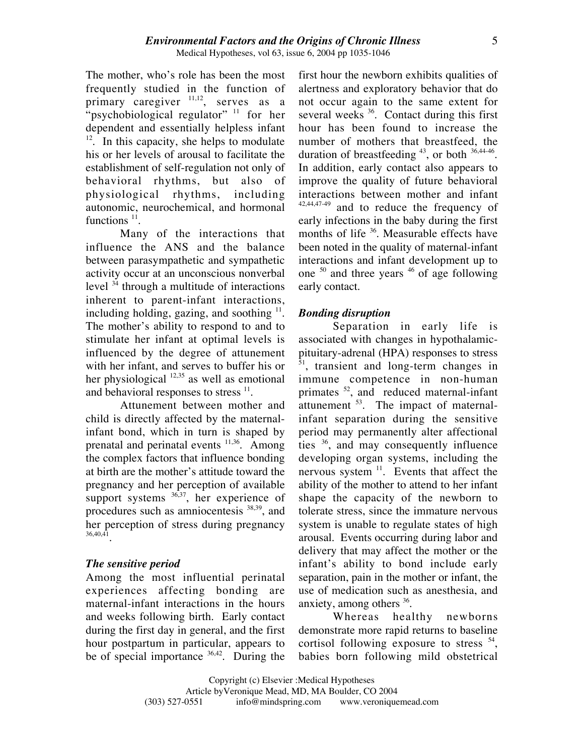The mother, who's role has been the most frequently studied in the function of primary caregiver [11,12], serves as a "psychobiological regulator" [11] for her dependent and essentially helpless infant [12]. In this capacity, she helps to modulate his or her levels of arousal to facilitate the establishment of self-regulation not only of behavioral rhythms, but also of physiological rhythms, including autonomic, neurochemical, and hormonal functions [11].

Many of the interactions that influence the ANS and the balance between parasympathetic and sympathetic activity occur at an unconscious nonverbal level [34] through a multitude of interactions inherent to parent-infant interactions, including holding, gazing, and soothing [11]. The mother's ability to respond to and to stimulate her infant at optimal levels is influenced by the degree of attunement with her infant, and serves to buffer his or her physiological [12,35] as well as emotional and behavioral responses to stress [11].

Attunement between mother and child is directly affected by the maternal-infant bond, which in turn is shaped by prenatal and perinatal events [11,36]. Among the complex factors that influence bonding at birth are the mother's attitude toward the pregnancy and her perception of available support systems [36,37], her experience of procedures such as amniocentesis [38,39], and her perception of stress during pregnancy [36,40,41].

### *The sensitive period*

Among the most influential perinatal experiences affecting bonding are maternal-infant interactions in the hours and weeks following birth. Early contact during the first day in general, and the first hour postpartum in particular, appears to be of special importance [36,42]. During the first hour the newborn exhibits qualities of alertness and exploratory behavior that do not occur again to the same extent for several weeks [36]. Contact during this first hour has been found to increase the number of mothers that breastfeed, the duration of breastfeeding [43], or both [36,44-46]. In addition, early contact also appears to improve the quality of future behavioral interactions between mother and infant [42,44,47-49] and to reduce the frequency of early infections in the baby during the first months of life [36]. Measurable effects have been noted in the quality of maternal-infant interactions and infant development up to one [50] and three years [46] of age following early contact.

### *Bonding disruption*

Separation in early life is associated with changes in hypothalamic-pituitary-adrenal (HPA) responses to stress [51], transient and long-term changes in immune competence in non-human primates [52], and reduced maternal-infant attunement [53]. The impact of maternal-infant separation during the sensitive period may permanently alter affectional ties [36], and may consequently influence developing organ systems, including the nervous system [11]. Events that affect the ability of the mother to attend to her infant shape the capacity of the newborn to tolerate stress, since the immature nervous system is unable to regulate states of high arousal. Events occurring during labor and delivery that may affect the mother or the infant's ability to bond include early separation, pain in the mother or infant, the use of medication such as anesthesia, and anxiety, among others [36].

Whereas healthy newborns demonstrate more rapid returns to baseline cortisol following exposure to stress [54], babies born following mild obstetrical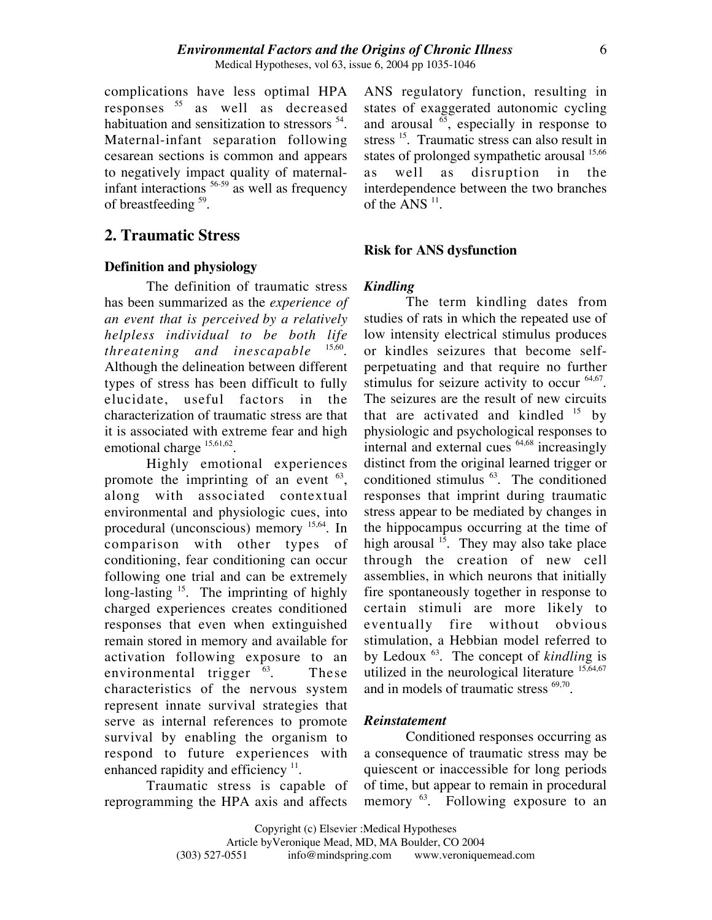complications have less optimal HPA responses [55] as well as decreased habituation and sensitization to stressors [54]. Maternal-infant separation following cesarean sections is common and appears to negatively impact quality of maternal-infant interactions [56-59] as well as frequency of breastfeeding [59].

## 2. Traumatic Stress

### Definition and physiology

The definition of traumatic stress has been summarized as the *experience of an event that is perceived by a relatively helpless individual to be both life threatening and inescapable* [15,60]. Although the delineation between different types of stress has been difficult to fully elucidate, useful factors in the characterization of traumatic stress are that it is associated with extreme fear and high emotional charge [15,61,62].

Highly emotional experiences promote the imprinting of an event [63], along with associated contextual environmental and physiologic cues, into procedural (unconscious) memory [15,64]. In comparison with other types of conditioning, fear conditioning can occur following one trial and can be extremely long-lasting [15]. The imprinting of highly charged experiences creates conditioned responses that even when extinguished remain stored in memory and available for activation following exposure to an environmental trigger [63]. These characteristics of the nervous system represent innate survival strategies that serve as internal references to promote survival by enabling the organism to respond to future experiences with enhanced rapidity and efficiency [11].

Traumatic stress is capable of reprogramming the HPA axis and affects ANS regulatory function, resulting in states of exaggerated autonomic cycling and arousal [65], especially in response to stress [15]. Traumatic stress can also result in states of prolonged sympathetic arousal [15,66] as well as disruption in the interdependence between the two branches of the ANS [11].

### Risk for ANS dysfunction

#### *Kindling*

The term kindling dates from studies of rats in which the repeated use of low intensity electrical stimulus produces or kindles seizures that become self-perpetuating and that require no further stimulus for seizure activity to occur [64,67]. The seizures are the result of new circuits that are activated and kindled [15] by physiologic and psychological responses to internal and external cues [64,68] increasingly distinct from the original learned trigger or conditioned stimulus [63]. The conditioned responses that imprint during traumatic stress appear to be mediated by changes in the hippocampus occurring at the time of high arousal [15]. They may also take place through the creation of new cell assemblies, in which neurons that initially fire spontaneously together in response to certain stimuli are more likely to eventually fire without obvious stimulation, a Hebbian model referred to by Ledoux [63]. The concept of *kindlin*g is utilized in the neurological literature [15,64,67] and in models of traumatic stress [69,70].

#### *Reinstatement*

Conditioned responses occurring as a consequence of traumatic stress may be quiescent or inaccessible for long periods of time, but appear to remain in procedural memory [63]. Following exposure to an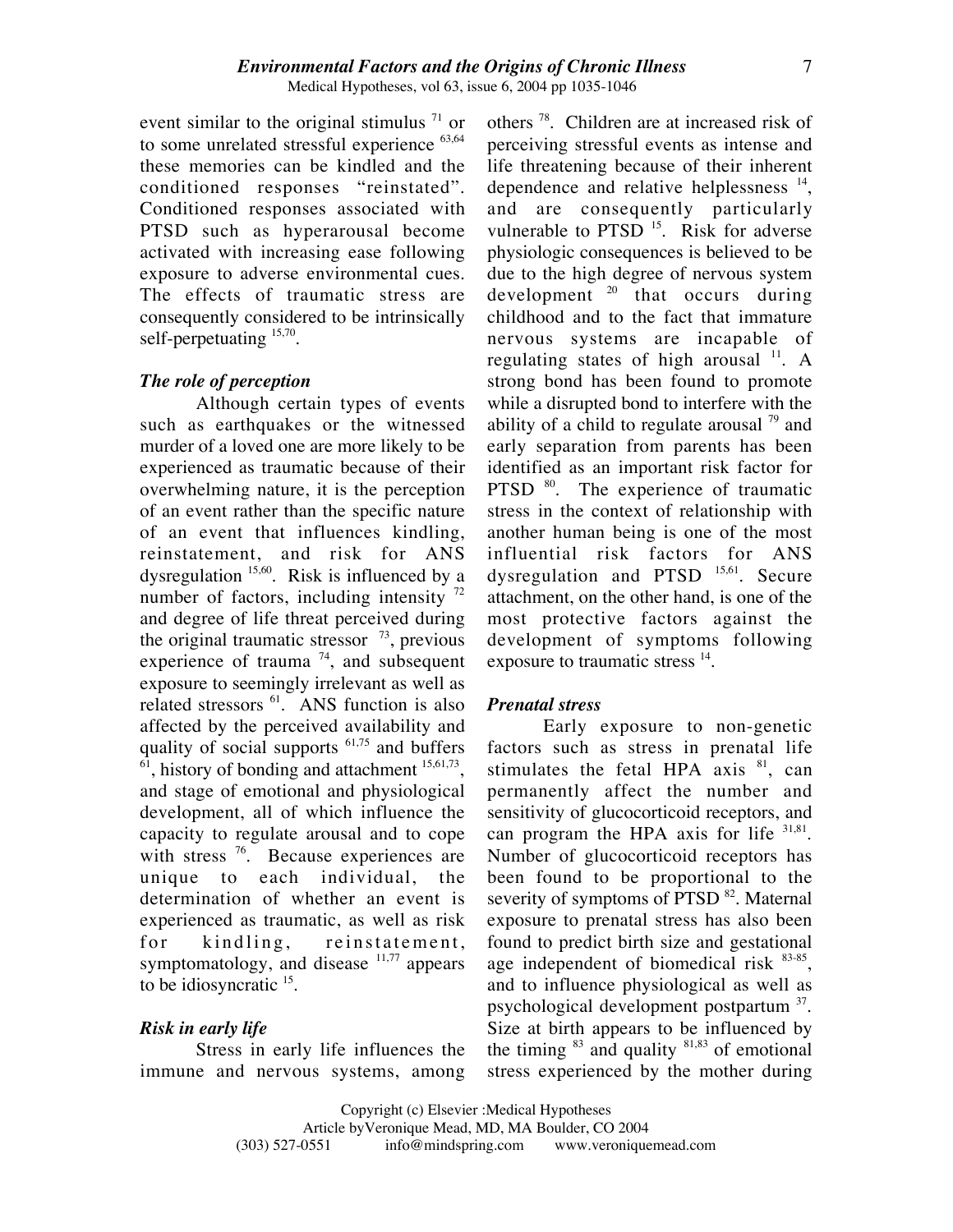event similar to the original stimulus [71] or to some unrelated stressful experience [63,64] these memories can be kindled and the conditioned responses "reinstated". Conditioned responses associated with PTSD such as hyperarousal become activated with increasing ease following exposure to adverse environmental cues. The effects of traumatic stress are consequently considered to be intrinsically self-perpetuating [15,70].

### *The role of perception*

Although certain types of events such as earthquakes or the witnessed murder of a loved one are more likely to be experienced as traumatic because of their overwhelming nature, it is the perception of an event rather than the specific nature of an event that influences kindling, reinstatement, and risk for ANS dysregulation [15,60]. Risk is influenced by a number of factors, including intensity [72] and degree of life threat perceived during the original traumatic stressor [73], previous experience of trauma [74], and subsequent exposure to seemingly irrelevant as well as related stressors [61]. ANS function is also affected by the perceived availability and quality of social supports [61,75] and buffers [61], history of bonding and attachment [15,61,73], and stage of emotional and physiological development, all of which influence the capacity to regulate arousal and to cope with stress [76]. Because experiences are unique to each individual, the determination of whether an event is experienced as traumatic, as well as risk for kindling, reinstatement, symptomatology, and disease [11,77] appears to be idiosyncratic [15].

### *Risk in early life*

Stress in early life influences the immune and nervous systems, among others [78]. Children are at increased risk of perceiving stressful events as intense and life threatening because of their inherent dependence and relative helplessness [14], and are consequently particularly vulnerable to PTSD [15]. Risk for adverse physiologic consequences is believed to be due to the high degree of nervous system development [20] that occurs during childhood and to the fact that immature nervous systems are incapable of regulating states of high arousal [11]. A strong bond has been found to promote while a disrupted bond to interfere with the ability of a child to regulate arousal [79] and early separation from parents has been identified as an important risk factor for PTSD [80]. The experience of traumatic stress in the context of relationship with another human being is one of the most influential risk factors for ANS dysregulation and PTSD [15,61]. Secure attachment, on the other hand, is one of the most protective factors against the development of symptoms following exposure to traumatic stress [14].

### *Prenatal stress*

Early exposure to non-genetic factors such as stress in prenatal life stimulates the fetal HPA axis [81], can permanently affect the number and sensitivity of glucocorticoid receptors, and can program the HPA axis for life [31,81]. Number of glucocorticoid receptors has been found to be proportional to the severity of symptoms of PTSD [82]. Maternal exposure to prenatal stress has also been found to predict birth size and gestational age independent of biomedical risk [83-85], and to influence physiological as well as psychological development postpartum [37]. Size at birth appears to be influenced by the timing [83] and quality [81,83] of emotional stress experienced by the mother during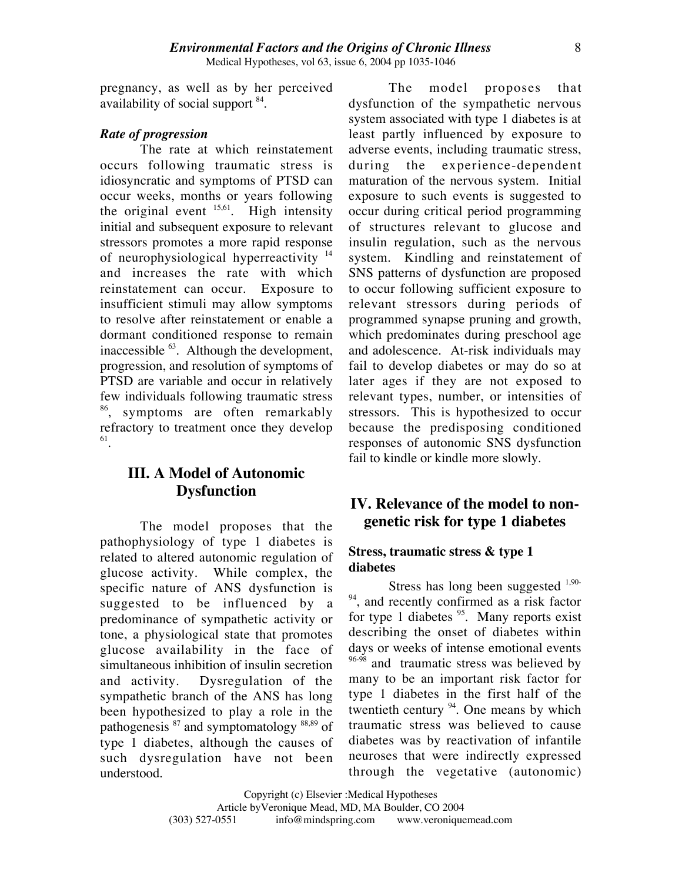pregnancy, as well as by her perceived availability of social support [84].

### *Rate of progression*

The rate at which reinstatement occurs following traumatic stress is idiosyncratic and symptoms of PTSD can occur weeks, months or years following the original event [15,61]. High intensity initial and subsequent exposure to relevant stressors promotes a more rapid response of neurophysiological hyperreactivity [14] and increases the rate with which reinstatement can occur. Exposure to insufficient stimuli may allow symptoms to resolve after reinstatement or enable a dormant conditioned response to remain inaccessible [63]. Although the development, progression, and resolution of symptoms of PTSD are variable and occur in relatively few individuals following traumatic stress [86], symptoms are often remarkably refractory to treatment once they develop [61].

## III. A Model of Autonomic Dysfunction

The model proposes that the pathophysiology of type 1 diabetes is related to altered autonomic regulation of glucose activity. While complex, the specific nature of ANS dysfunction is suggested to be influenced by a predominance of sympathetic activity or tone, a physiological state that promotes glucose availability in the face of simultaneous inhibition of insulin secretion and activity. Dysregulation of the sympathetic branch of the ANS has long been hypothesized to play a role in the pathogenesis [87] and symptomatology [88,89] of type 1 diabetes, although the causes of such dysregulation have not been understood.

The model proposes that dysfunction of the sympathetic nervous system associated with type 1 diabetes is at least partly influenced by exposure to adverse events, including traumatic stress, during the experience-dependent maturation of the nervous system. Initial exposure to such events is suggested to occur during critical period programming of structures relevant to glucose and insulin regulation, such as the nervous system. Kindling and reinstatement of SNS patterns of dysfunction are proposed to occur following sufficient exposure to relevant stressors during periods of programmed synapse pruning and growth, which predominates during preschool age and adolescence. At-risk individuals may fail to develop diabetes or may do so at later ages if they are not exposed to relevant types, number, or intensities of stressors. This is hypothesized to occur because the predisposing conditioned responses of autonomic SNS dysfunction fail to kindle or kindle more slowly.

## IV. Relevance of the model to non-genetic risk for type 1 diabetes

### Stress, traumatic stress & type 1 diabetes

Stress has long been suggested [1,90-94], and recently confirmed as a risk factor for type 1 diabetes [95]. Many reports exist describing the onset of diabetes within days or weeks of intense emotional events [96-98] and traumatic stress was believed by many to be an important risk factor for type 1 diabetes in the first half of the twentieth century [94]. One means by which traumatic stress was believed to cause diabetes was by reactivation of infantile neuroses that were indirectly expressed through the vegetative (autonomic)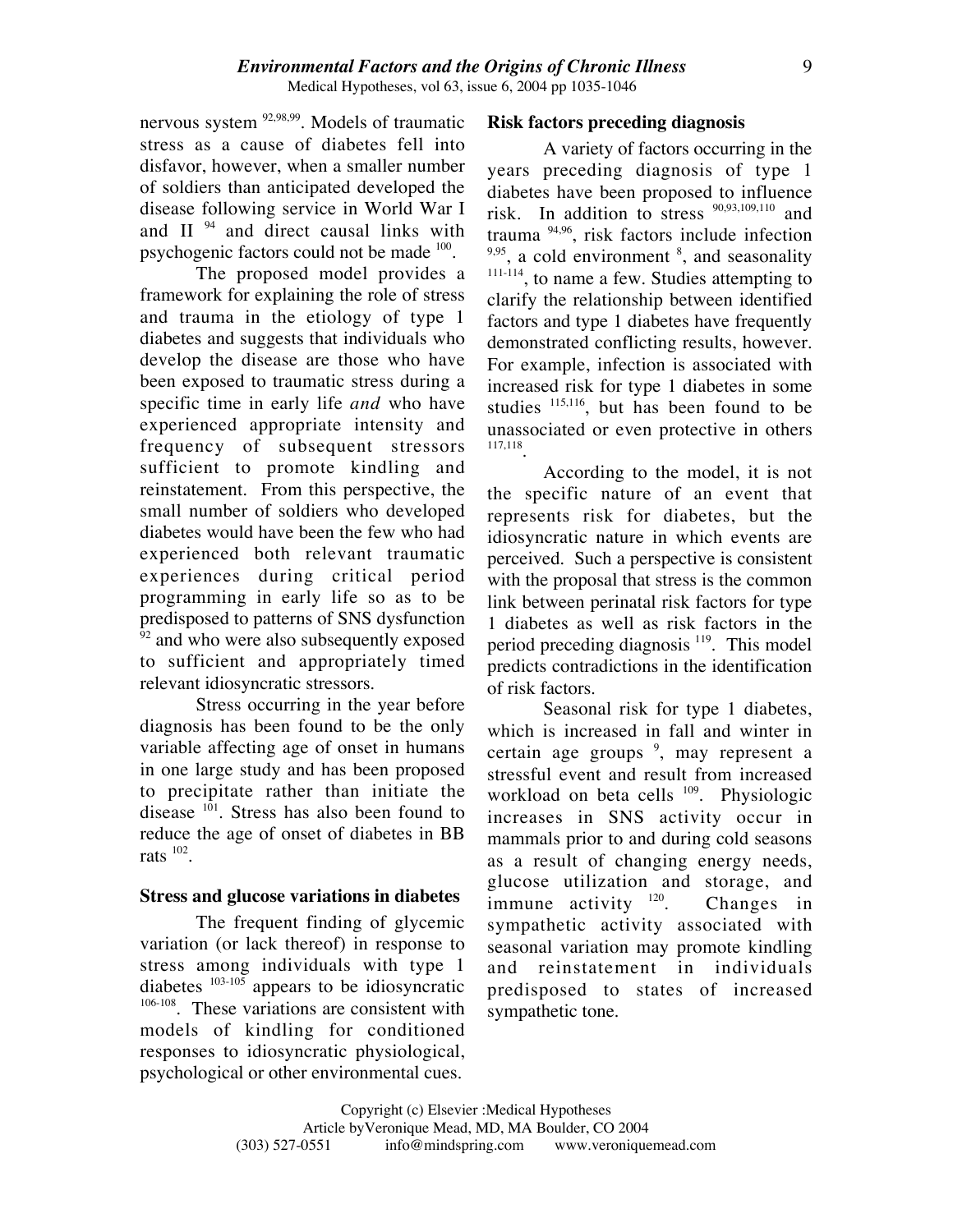nervous system [92,98,99]. Models of traumatic stress as a cause of diabetes fell into disfavor, however, when a smaller number of soldiers than anticipated developed the disease following service in World War I and II [94] and direct causal links with psychogenic factors could not be made [100].

The proposed model provides a framework for explaining the role of stress and trauma in the etiology of type 1 diabetes and suggests that individuals who develop the disease are those who have been exposed to traumatic stress during a specific time in early life *and* who have experienced appropriate intensity and frequency of subsequent stressors sufficient to promote kindling and reinstatement. From this perspective, the small number of soldiers who developed diabetes would have been the few who had experienced both relevant traumatic experiences during critical period programming in early life so as to be predisposed to patterns of SNS dysfunction [92] and who were also subsequently exposed to sufficient and appropriately timed relevant idiosyncratic stressors.

Stress occurring in the year before diagnosis has been found to be the only variable affecting age of onset in humans in one large study and has been proposed to precipitate rather than initiate the disease [101]. Stress has also been found to reduce the age of onset of diabetes in BB rats [102].

### Stress and glucose variations in diabetes

The frequent finding of glycemic variation (or lack thereof) in response to stress among individuals with type 1 diabetes [103-105] appears to be idiosyncratic [106-108]. These variations are consistent with models of kindling for conditioned responses to idiosyncratic physiological, psychological or other environmental cues.

### Risk factors preceding diagnosis

A variety of factors occurring in the years preceding diagnosis of type 1 diabetes have been proposed to influence risk. In addition to stress [90,93,109,110] and trauma [94,96], risk factors include infection [9,95], a cold environment [8], and seasonality [111-114], to name a few. Studies attempting to clarify the relationship between identified factors and type 1 diabetes have frequently demonstrated conflicting results, however. For example, infection is associated with increased risk for type 1 diabetes in some studies [115,116], but has been found to be unassociated or even protective in others [117,118].

According to the model, it is not the specific nature of an event that represents risk for diabetes, but the idiosyncratic nature in which events are perceived. Such a perspective is consistent with the proposal that stress is the common link between perinatal risk factors for type 1 diabetes as well as risk factors in the period preceding diagnosis [119]. This model predicts contradictions in the identification of risk factors.

Seasonal risk for type 1 diabetes, which is increased in fall and winter in certain age groups [9], may represent a stressful event and result from increased workload on beta cells [109]. Physiologic increases in SNS activity occur in mammals prior to and during cold seasons as a result of changing energy needs, glucose utilization and storage, and immune activity [120]. Changes in sympathetic activity associated with seasonal variation may promote kindling and reinstatement in individuals predisposed to states of increased sympathetic tone.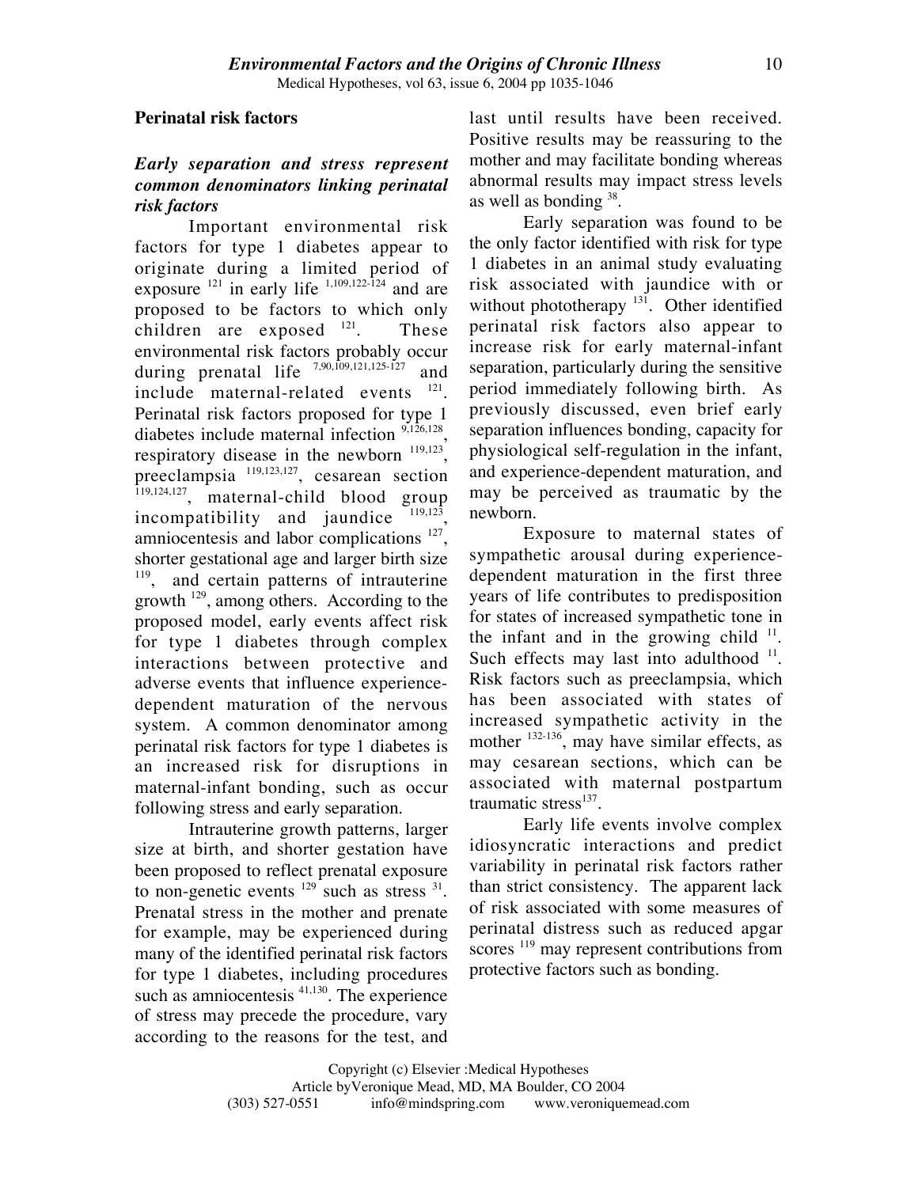## Perinatal risk factors

### *Early separation and stress represent common denominators linking perinatal risk factors*

Important environmental risk factors for type 1 diabetes appear to originate during a limited period of exposure [121] in early life [1,109,122-124] and are proposed to be factors to which only children are exposed [121]. These environmental risk factors probably occur during prenatal life [7,90,109,121,125-127] and include maternal-related events [121]. Perinatal risk factors proposed for type 1 diabetes include maternal infection [9,126,128], respiratory disease in the newborn [119,123], preeclampsia [119,123,127], cesarean section [119,124,127], maternal-child blood group incompatibility and jaundice [119,123], amniocentesis and labor complications [127], shorter gestational age and larger birth size [119], and certain patterns of intrauterine growth [129], among others. According to the proposed model, early events affect risk for type 1 diabetes through complex interactions between protective and adverse events that influence experience-dependent maturation of the nervous system. A common denominator among perinatal risk factors for type 1 diabetes is an increased risk for disruptions in maternal-infant bonding, such as occur following stress and early separation.

Intrauterine growth patterns, larger size at birth, and shorter gestation have been proposed to reflect prenatal exposure to non-genetic events [129] such as stress [31]. Prenatal stress in the mother and prenate for example, may be experienced during many of the identified perinatal risk factors for type 1 diabetes, including procedures such as amniocentesis [41,130]. The experience of stress may precede the procedure, vary according to the reasons for the test, and last until results have been received. Positive results may be reassuring to the mother and may facilitate bonding whereas abnormal results may impact stress levels as well as bonding [38].

Early separation was found to be the only factor identified with risk for type 1 diabetes in an animal study evaluating risk associated with jaundice with or without phototherapy [131]. Other identified perinatal risk factors also appear to increase risk for early maternal-infant separation, particularly during the sensitive period immediately following birth. As previously discussed, even brief early separation influences bonding, capacity for physiological self-regulation in the infant, and experience-dependent maturation, and may be perceived as traumatic by the newborn.

Exposure to maternal states of sympathetic arousal during experience-dependent maturation in the first three years of life contributes to predisposition for states of increased sympathetic tone in the infant and in the growing child [11]. Such effects may last into adulthood [11]. Risk factors such as preeclampsia, which has been associated with states of increased sympathetic activity in the mother [132-136], may have similar effects, as may cesarean sections, which can be associated with maternal postpartum traumatic stress[137].

Early life events involve complex idiosyncratic interactions and predict variability in perinatal risk factors rather than strict consistency. The apparent lack of risk associated with some measures of perinatal distress such as reduced apgar scores [119] may represent contributions from protective factors such as bonding.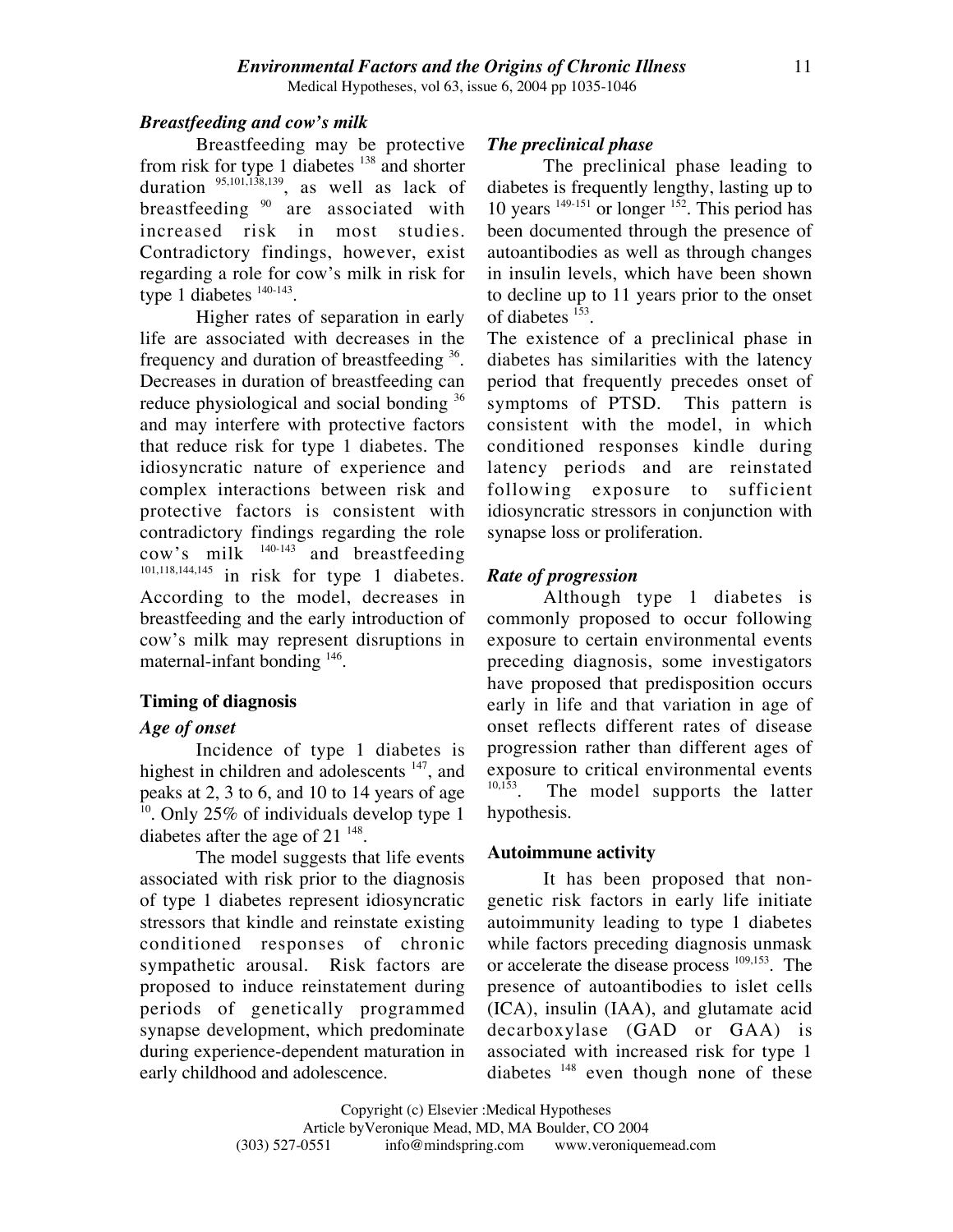### *Breastfeeding and cow's milk*

Breastfeeding may be protective from risk for type 1 diabetes [138] and shorter duration [95,101,138,139], as well as lack of breastfeeding [90] are associated with increased risk in most studies. Contradictory findings, however, exist regarding a role for cow's milk in risk for type 1 diabetes [140-143].

Higher rates of separation in early life are associated with decreases in the frequency and duration of breastfeeding [36]. Decreases in duration of breastfeeding can reduce physiological and social bonding [36] and may interfere with protective factors that reduce risk for type 1 diabetes. The idiosyncratic nature of experience and complex interactions between risk and protective factors is consistent with contradictory findings regarding the role cow's milk [140-143] and breastfeeding [101,118,144,145] in risk for type 1 diabetes. According to the model, decreases in breastfeeding and the early introduction of cow's milk may represent disruptions in maternal-infant bonding [146].

## Timing of diagnosis

### *Age of onset*

Incidence of type 1 diabetes is highest in children and adolescents [147], and peaks at 2, 3 to 6, and 10 to 14 years of age [10]. Only 25% of individuals develop type 1 diabetes after the age of 21 [148].

The model suggests that life events associated with risk prior to the diagnosis of type 1 diabetes represent idiosyncratic stressors that kindle and reinstate existing conditioned responses of chronic sympathetic arousal. Risk factors are proposed to induce reinstatement during periods of genetically programmed synapse development, which predominate during experience-dependent maturation in early childhood and adolescence.

### *The preclinical phase*

The preclinical phase leading to diabetes is frequently lengthy, lasting up to 10 years [149-151] or longer [152]. This period has been documented through the presence of autoantibodies as well as through changes in insulin levels, which have been shown to decline up to 11 years prior to the onset of diabetes [153].

The existence of a preclinical phase in diabetes has similarities with the latency period that frequently precedes onset of symptoms of PTSD. This pattern is consistent with the model, in which conditioned responses kindle during latency periods and are reinstated following exposure to sufficient idiosyncratic stressors in conjunction with synapse loss or proliferation.

### *Rate of progression*

Although type 1 diabetes is commonly proposed to occur following exposure to certain environmental events preceding diagnosis, some investigators have proposed that predisposition occurs early in life and that variation in age of onset reflects different rates of disease progression rather than different ages of exposure to critical environmental events [10,153]. The model supports the latter hypothesis.

## Autoimmune activity

It has been proposed that non-genetic risk factors in early life initiate autoimmunity leading to type 1 diabetes while factors preceding diagnosis unmask or accelerate the disease process [109,153]. The presence of autoantibodies to islet cells (ICA), insulin (IAA), and glutamate acid decarboxylase (GAD or GAA) is associated with increased risk for type 1 diabetes [148] even though none of these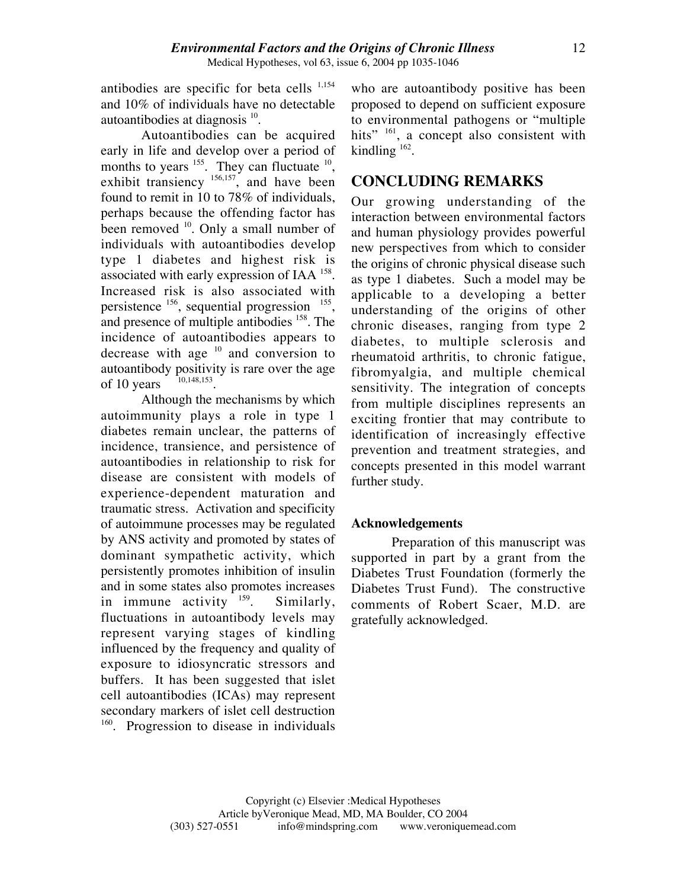antibodies are specific for beta cells [1,154] and 10% of individuals have no detectable autoantibodies at diagnosis [10].

Autoantibodies can be acquired early in life and develop over a period of months to years [155]. They can fluctuate [10], exhibit transiency [156,157], and have been found to remit in 10 to 78% of individuals, perhaps because the offending factor has been removed [10]. Only a small number of individuals with autoantibodies develop type 1 diabetes and highest risk is associated with early expression of IAA [158]. Increased risk is also associated with persistence [156], sequential progression [155], and presence of multiple antibodies [158]. The incidence of autoantibodies appears to decrease with age [10] and conversion to autoantibody positivity is rare over the age of 10 years [10,148,153].

Although the mechanisms by which autoimmunity plays a role in type 1 diabetes remain unclear, the patterns of incidence, transience, and persistence of autoantibodies in relationship to risk for disease are consistent with models of experience-dependent maturation and traumatic stress. Activation and specificity of autoimmune processes may be regulated by ANS activity and promoted by states of dominant sympathetic activity, which persistently promotes inhibition of insulin and in some states also promotes increases in immune activity [159]. Similarly, fluctuations in autoantibody levels may represent varying stages of kindling influenced by the frequency and quality of exposure to idiosyncratic stressors and buffers. It has been suggested that islet cell autoantibodies (ICAs) may represent secondary markers of islet cell destruction [160]. Progression to disease in individuals who are autoantibody positive has been proposed to depend on sufficient exposure to environmental pathogens or "multiple hits" [161], a concept also consistent with kindling [162].

## CONCLUDING REMARKS

Our growing understanding of the interaction between environmental factors and human physiology provides powerful new perspectives from which to consider the origins of chronic physical disease such as type 1 diabetes. Such a model may be applicable to a developing a better understanding of the origins of other chronic diseases, ranging from type 2 diabetes, to multiple sclerosis and rheumatoid arthritis, to chronic fatigue, fibromyalgia, and multiple chemical sensitivity. The integration of concepts from multiple disciplines represents an exciting frontier that may contribute to identification of increasingly effective prevention and treatment strategies, and concepts presented in this model warrant further study.

### Acknowledgements

Preparation of this manuscript was supported in part by a grant from the Diabetes Trust Foundation (formerly the Diabetes Trust Fund). The constructive comments of Robert Scaer, M.D. are gratefully acknowledged.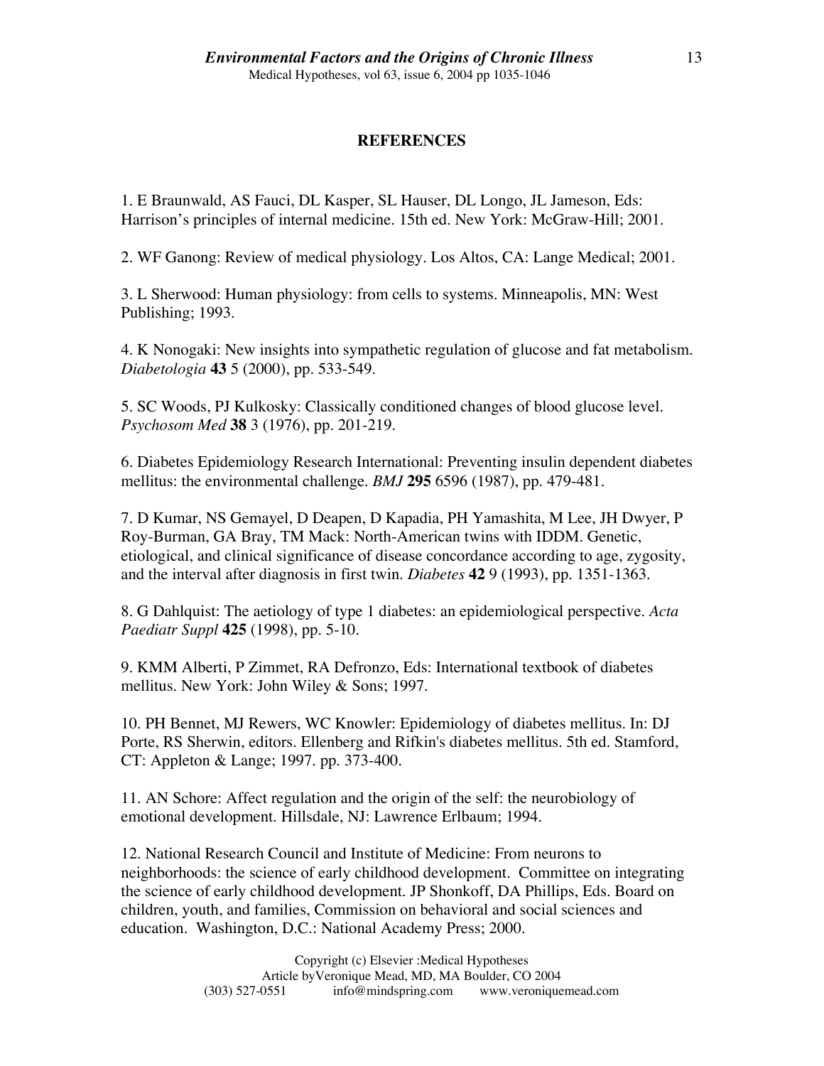## REFERENCES

1. E Braunwald, AS Fauci, DL Kasper, SL Hauser, DL Longo, JL Jameson, Eds: Harrison's principles of internal medicine. 15th ed. New York: McGraw-Hill; 2001.

2. WF Ganong: Review of medical physiology. Los Altos, CA: Lange Medical; 2001.

3. L Sherwood: Human physiology: from cells to systems. Minneapolis, MN: West Publishing; 1993.

4. K Nonogaki: New insights into sympathetic regulation of glucose and fat metabolism. *Diabetologia* **43** 5 (2000), pp. 533-549.

5. SC Woods, PJ Kulkosky: Classically conditioned changes of blood glucose level. *Psychosom Med* **38** 3 (1976), pp. 201-219.

6. Diabetes Epidemiology Research International: Preventing insulin dependent diabetes mellitus: the environmental challenge. *BMJ* **295** 6596 (1987), pp. 479-481.

7. D Kumar, NS Gemayel, D Deapen, D Kapadia, PH Yamashita, M Lee, JH Dwyer, P Roy-Burman, GA Bray, TM Mack: North-American twins with IDDM. Genetic, etiological, and clinical significance of disease concordance according to age, zygosity, and the interval after diagnosis in first twin. *Diabetes* **42** 9 (1993), pp. 1351-1363.

8. G Dahlquist: The aetiology of type 1 diabetes: an epidemiological perspective. *Acta Paediatr Suppl* **425** (1998), pp. 5-10.

9. KMM Alberti, P Zimmet, RA Defronzo, Eds: International textbook of diabetes mellitus. New York: John Wiley & Sons; 1997.

10. PH Bennet, MJ Rewers, WC Knowler: Epidemiology of diabetes mellitus. In: DJ Porte, RS Sherwin, editors. Ellenberg and Rifkin's diabetes mellitus. 5th ed. Stamford, CT: Appleton & Lange; 1997. pp. 373-400.

11. AN Schore: Affect regulation and the origin of the self: the neurobiology of emotional development. Hillsdale, NJ: Lawrence Erlbaum; 1994.

12. National Research Council and Institute of Medicine: From neurons to neighborhoods: the science of early childhood development. Committee on integrating the science of early childhood development. JP Shonkoff, DA Phillips, Eds. Board on children, youth, and families, Commission on behavioral and social sciences and education. Washington, D.C.: National Academy Press; 2000.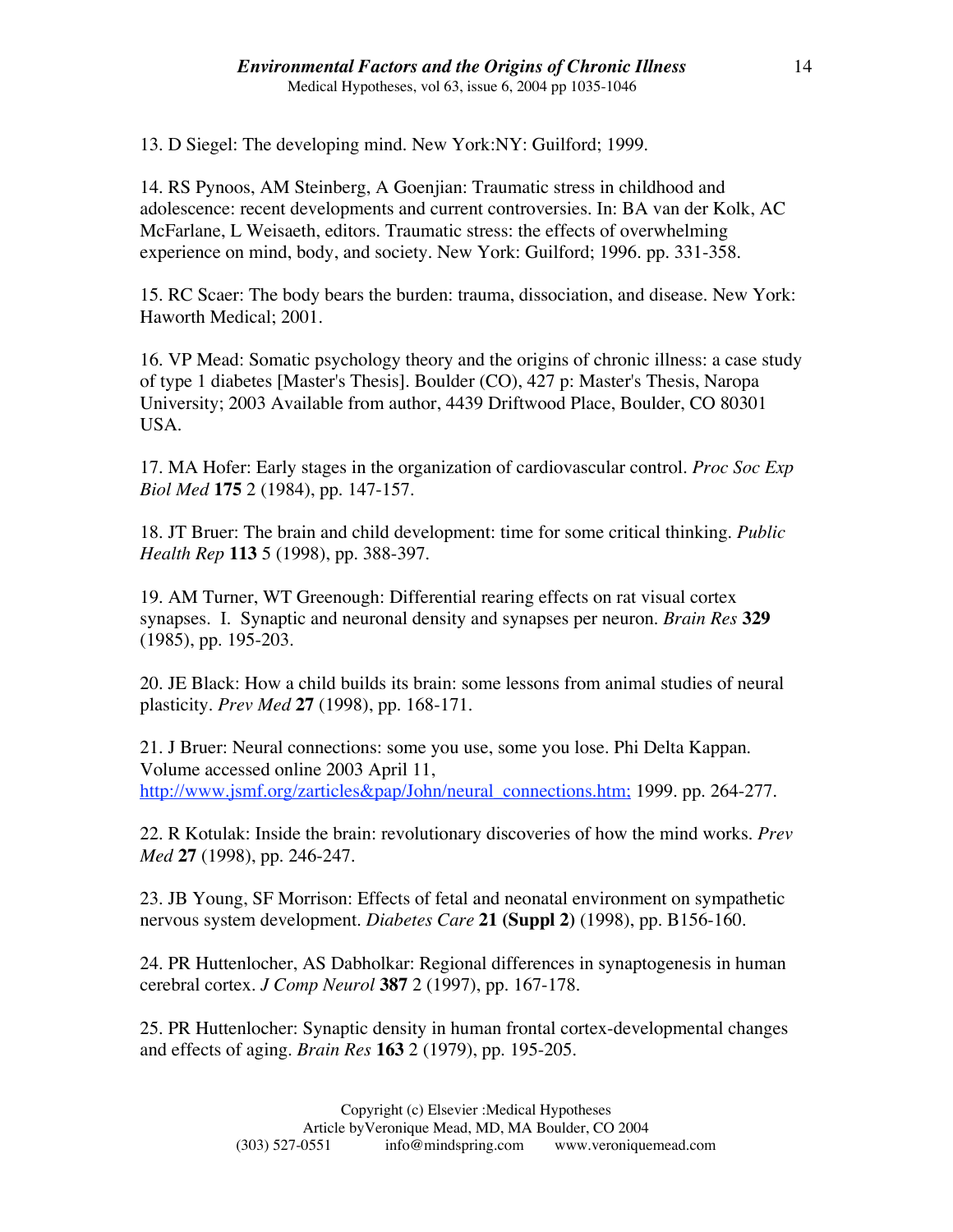13. D Siegel: The developing mind. New York:NY: Guilford; 1999.

14. RS Pynoos, AM Steinberg, A Goenjian: Traumatic stress in childhood and adolescence: recent developments and current controversies. In: BA van der Kolk, AC McFarlane, L Weisaeth, editors. Traumatic stress: the effects of overwhelming experience on mind, body, and society. New York: Guilford; 1996. pp. 331-358.

15. RC Scaer: The body bears the burden: trauma, dissociation, and disease. New York: Haworth Medical; 2001.

16. VP Mead: Somatic psychology theory and the origins of chronic illness: a case study of type 1 diabetes [Master's Thesis]. Boulder (CO), 427 p: Master's Thesis, Naropa University; 2003 Available from author, 4439 Driftwood Place, Boulder, CO 80301 USA.

17. MA Hofer: Early stages in the organization of cardiovascular control. *Proc Soc Exp Biol Med* **175** 2 (1984), pp. 147-157.

18. JT Bruer: The brain and child development: time for some critical thinking. *Public Health Rep* **113** 5 (1998), pp. 388-397.

19. AM Turner, WT Greenough: Differential rearing effects on rat visual cortex synapses. I. Synaptic and neuronal density and synapses per neuron. *Brain Res* **329** (1985), pp. 195-203.

20. JE Black: How a child builds its brain: some lessons from animal studies of neural plasticity. *Prev Med* **27** (1998), pp. 168-171.

21. J Bruer: Neural connections: some you use, some you lose. Phi Delta Kappan. Volume accessed online 2003 April 11, http://www.jsmf.org/zarticles&pap/John/neural_connections.htm; 1999. pp. 264-277.

22. R Kotulak: Inside the brain: revolutionary discoveries of how the mind works. *Prev Med* **27** (1998), pp. 246-247.

23. JB Young, SF Morrison: Effects of fetal and neonatal environment on sympathetic nervous system development. *Diabetes Care* **21 (Suppl 2)** (1998), pp. B156-160.

24. PR Huttenlocher, AS Dabholkar: Regional differences in synaptogenesis in human cerebral cortex. *J Comp Neurol* **387** 2 (1997), pp. 167-178.

25. PR Huttenlocher: Synaptic density in human frontal cortex-developmental changes and effects of aging. *Brain Res* **163** 2 (1979), pp. 195-205.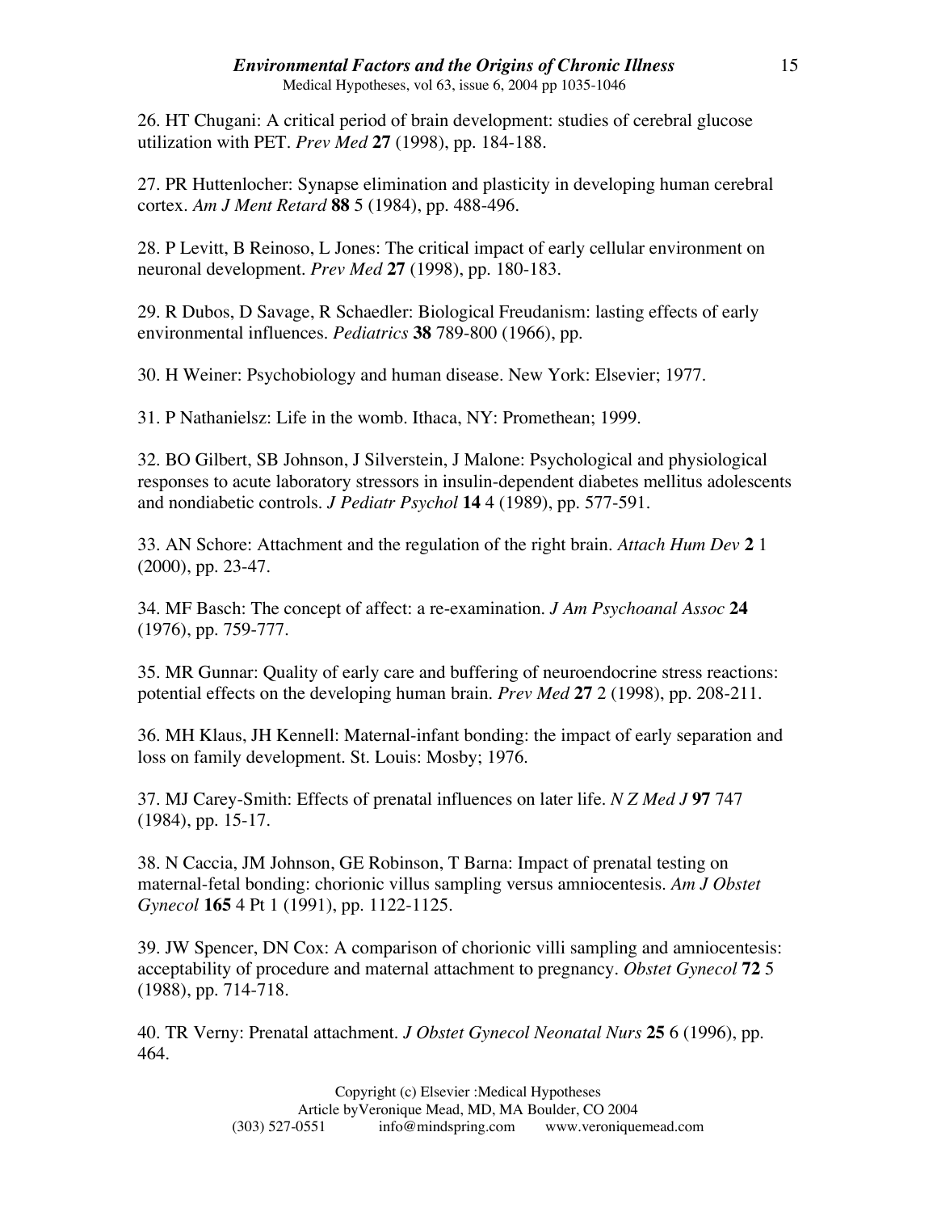26. HT Chugani: A critical period of brain development: studies of cerebral glucose utilization with PET. *Prev Med* **27** (1998), pp. 184-188.

27. PR Huttenlocher: Synapse elimination and plasticity in developing human cerebral cortex. *Am J Ment Retard* **88** 5 (1984), pp. 488-496.

28. P Levitt, B Reinoso, L Jones: The critical impact of early cellular environment on neuronal development. *Prev Med* **27** (1998), pp. 180-183.

29. R Dubos, D Savage, R Schaedler: Biological Freudanism: lasting effects of early environmental influences. *Pediatrics* **38** 789-800 (1966), pp.

30. H Weiner: Psychobiology and human disease. New York: Elsevier; 1977.

31. P Nathanielsz: Life in the womb. Ithaca, NY: Promethean; 1999.

32. BO Gilbert, SB Johnson, J Silverstein, J Malone: Psychological and physiological responses to acute laboratory stressors in insulin-dependent diabetes mellitus adolescents and nondiabetic controls. *J Pediatr Psychol* **14** 4 (1989), pp. 577-591.

33. AN Schore: Attachment and the regulation of the right brain. *Attach Hum Dev* **2** 1 (2000), pp. 23-47.

34. MF Basch: The concept of affect: a re-examination. *J Am Psychoanal Assoc* **24** (1976), pp. 759-777.

35. MR Gunnar: Quality of early care and buffering of neuroendocrine stress reactions: potential effects on the developing human brain. *Prev Med* **27** 2 (1998), pp. 208-211.

36. MH Klaus, JH Kennell: Maternal-infant bonding: the impact of early separation and loss on family development. St. Louis: Mosby; 1976.

37. MJ Carey-Smith: Effects of prenatal influences on later life. *N Z Med J* **97** 747 (1984), pp. 15-17.

38. N Caccia, JM Johnson, GE Robinson, T Barna: Impact of prenatal testing on maternal-fetal bonding: chorionic villus sampling versus amniocentesis. *Am J Obstet Gynecol* **165** 4 Pt 1 (1991), pp. 1122-1125.

39. JW Spencer, DN Cox: A comparison of chorionic villi sampling and amniocentesis: acceptability of procedure and maternal attachment to pregnancy. *Obstet Gynecol* **72** 5 (1988), pp. 714-718.

40. TR Verny: Prenatal attachment. *J Obstet Gynecol Neonatal Nurs* **25** 6 (1996), pp. 464.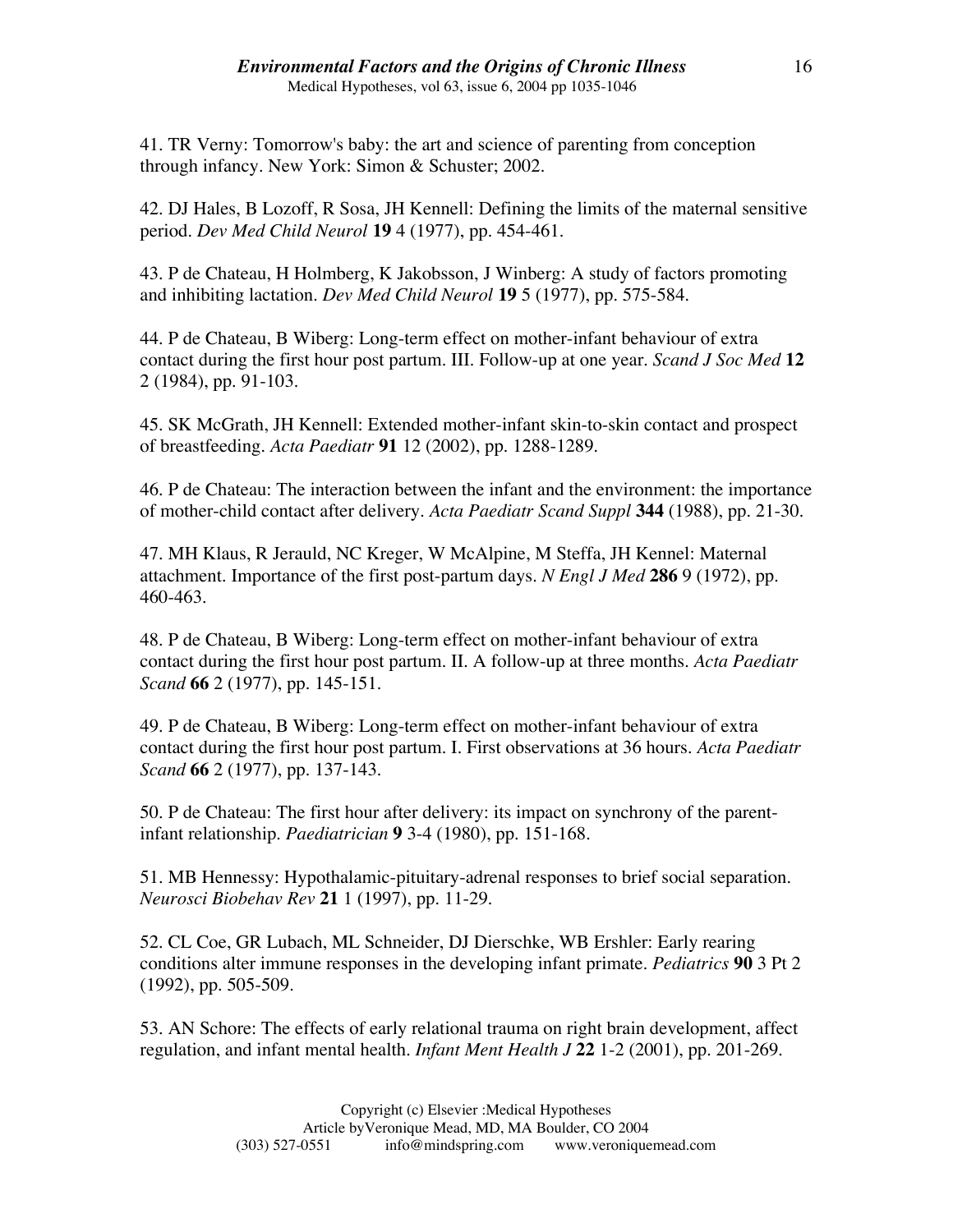41. TR Verny: Tomorrow's baby: the art and science of parenting from conception through infancy. New York: Simon & Schuster; 2002.

42. DJ Hales, B Lozoff, R Sosa, JH Kennell: Defining the limits of the maternal sensitive period. *Dev Med Child Neurol* **19** 4 (1977), pp. 454-461.

43. P de Chateau, H Holmberg, K Jakobsson, J Winberg: A study of factors promoting and inhibiting lactation. *Dev Med Child Neurol* **19** 5 (1977), pp. 575-584.

44. P de Chateau, B Wiberg: Long-term effect on mother-infant behaviour of extra contact during the first hour post partum. III. Follow-up at one year. *Scand J Soc Med* **12** 2 (1984), pp. 91-103.

45. SK McGrath, JH Kennell: Extended mother-infant skin-to-skin contact and prospect of breastfeeding. *Acta Paediatr* **91** 12 (2002), pp. 1288-1289.

46. P de Chateau: The interaction between the infant and the environment: the importance of mother-child contact after delivery. *Acta Paediatr Scand Suppl* **344** (1988), pp. 21-30.

47. MH Klaus, R Jerauld, NC Kreger, W McAlpine, M Steffa, JH Kennel: Maternal attachment. Importance of the first post-partum days. *N Engl J Med* **286** 9 (1972), pp. 460-463.

48. P de Chateau, B Wiberg: Long-term effect on mother-infant behaviour of extra contact during the first hour post partum. II. A follow-up at three months. *Acta Paediatr Scand* **66** 2 (1977), pp. 145-151.

49. P de Chateau, B Wiberg: Long-term effect on mother-infant behaviour of extra contact during the first hour post partum. I. First observations at 36 hours. *Acta Paediatr Scand* **66** 2 (1977), pp. 137-143.

50. P de Chateau: The first hour after delivery: its impact on synchrony of the parent-infant relationship. *Paediatrician* **9** 3-4 (1980), pp. 151-168.

51. MB Hennessy: Hypothalamic-pituitary-adrenal responses to brief social separation. *Neurosci Biobehav Rev* **21** 1 (1997), pp. 11-29.

52. CL Coe, GR Lubach, ML Schneider, DJ Dierschke, WB Ershler: Early rearing conditions alter immune responses in the developing infant primate. *Pediatrics* **90** 3 Pt 2 (1992), pp. 505-509.

53. AN Schore: The effects of early relational trauma on right brain development, affect regulation, and infant mental health. *Infant Ment Health J* **22** 1-2 (2001), pp. 201-269.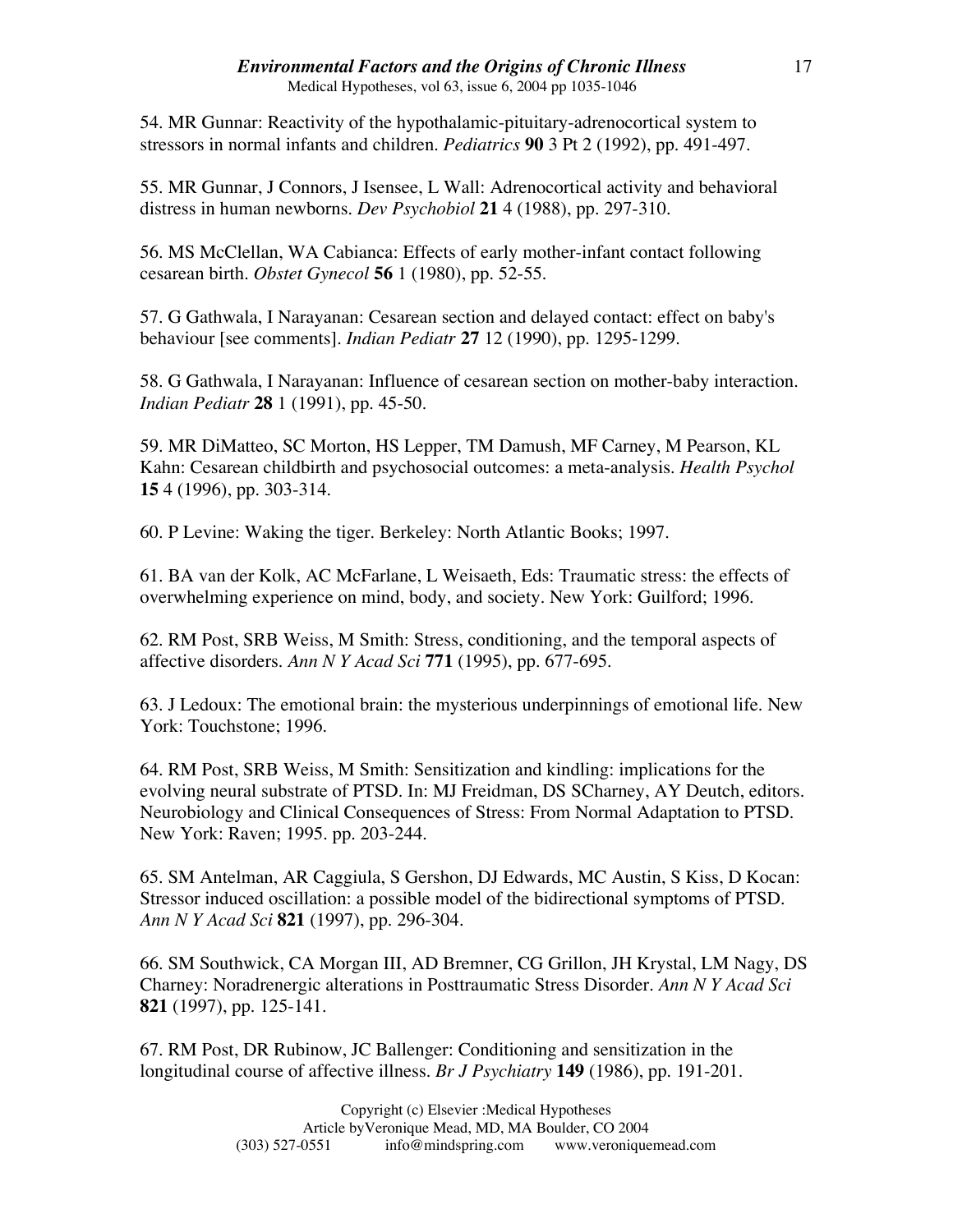54. MR Gunnar: Reactivity of the hypothalamic-pituitary-adrenocortical system to stressors in normal infants and children. *Pediatrics* **90** 3 Pt 2 (1992), pp. 491-497.

55. MR Gunnar, J Connors, J Isensee, L Wall: Adrenocortical activity and behavioral distress in human newborns. *Dev Psychobiol* **21** 4 (1988), pp. 297-310.

56. MS McClellan, WA Cabianca: Effects of early mother-infant contact following cesarean birth. *Obstet Gynecol* **56** 1 (1980), pp. 52-55.

57. G Gathwala, I Narayanan: Cesarean section and delayed contact: effect on baby's behaviour [see comments]. *Indian Pediatr* **27** 12 (1990), pp. 1295-1299.

58. G Gathwala, I Narayanan: Influence of cesarean section on mother-baby interaction. *Indian Pediatr* **28** 1 (1991), pp. 45-50.

59. MR DiMatteo, SC Morton, HS Lepper, TM Damush, MF Carney, M Pearson, KL Kahn: Cesarean childbirth and psychosocial outcomes: a meta-analysis. *Health Psychol* **15** 4 (1996), pp. 303-314.

60. P Levine: Waking the tiger. Berkeley: North Atlantic Books; 1997.

61. BA van der Kolk, AC McFarlane, L Weisaeth, Eds: Traumatic stress: the effects of overwhelming experience on mind, body, and society. New York: Guilford; 1996.

62. RM Post, SRB Weiss, M Smith: Stress, conditioning, and the temporal aspects of affective disorders. *Ann N Y Acad Sci* **771** (1995), pp. 677-695.

63. J Ledoux: The emotional brain: the mysterious underpinnings of emotional life. New York: Touchstone; 1996.

64. RM Post, SRB Weiss, M Smith: Sensitization and kindling: implications for the evolving neural substrate of PTSD. In: MJ Freidman, DS SCharney, AY Deutch, editors. Neurobiology and Clinical Consequences of Stress: From Normal Adaptation to PTSD. New York: Raven; 1995. pp. 203-244.

65. SM Antelman, AR Caggiula, S Gershon, DJ Edwards, MC Austin, S Kiss, D Kocan: Stressor induced oscillation: a possible model of the bidirectional symptoms of PTSD. *Ann N Y Acad Sci* **821** (1997), pp. 296-304.

66. SM Southwick, CA Morgan III, AD Bremner, CG Grillon, JH Krystal, LM Nagy, DS Charney: Noradrenergic alterations in Posttraumatic Stress Disorder. *Ann N Y Acad Sci* **821** (1997), pp. 125-141.

67. RM Post, DR Rubinow, JC Ballenger: Conditioning and sensitization in the longitudinal course of affective illness. *Br J Psychiatry* **149** (1986), pp. 191-201.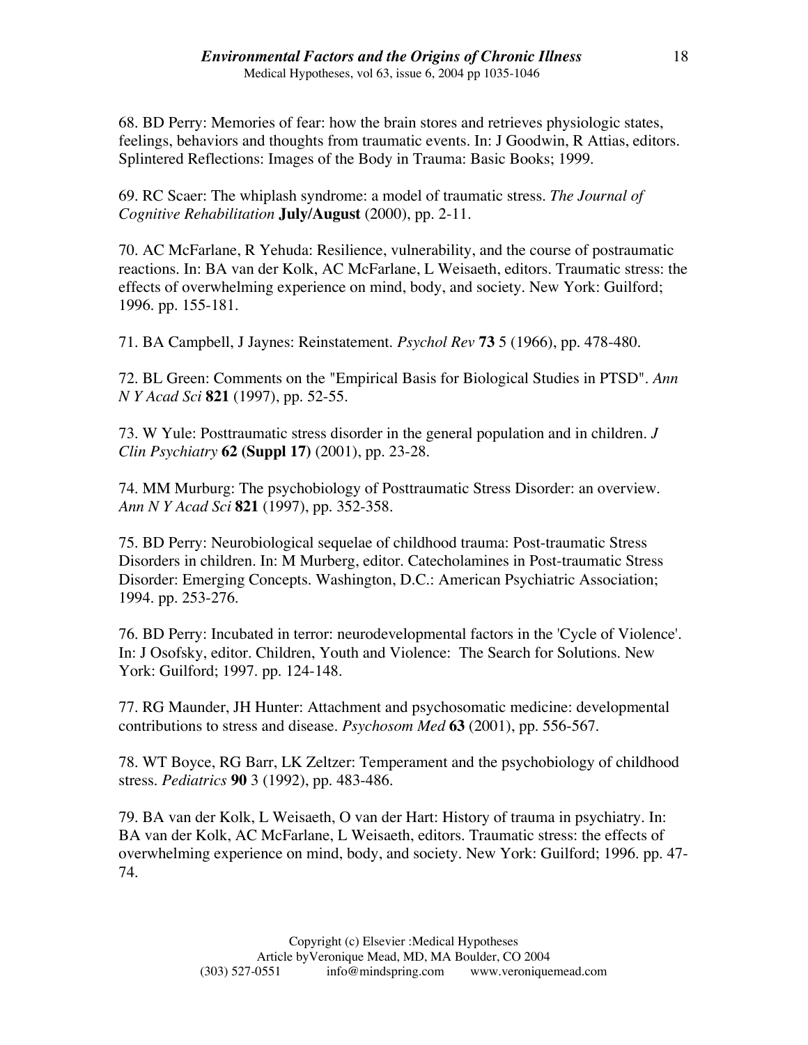68. BD Perry: Memories of fear: how the brain stores and retrieves physiologic states, feelings, behaviors and thoughts from traumatic events. In: J Goodwin, R Attias, editors. Splintered Reflections: Images of the Body in Trauma: Basic Books; 1999.

69. RC Scaer: The whiplash syndrome: a model of traumatic stress. *The Journal of Cognitive Rehabilitation* **July/August** (2000), pp. 2-11.

70. AC McFarlane, R Yehuda: Resilience, vulnerability, and the course of postraumatic reactions. In: BA van der Kolk, AC McFarlane, L Weisaeth, editors. Traumatic stress: the effects of overwhelming experience on mind, body, and society. New York: Guilford; 1996. pp. 155-181.

71. BA Campbell, J Jaynes: Reinstatement. *Psychol Rev* **73** 5 (1966), pp. 478-480.

72. BL Green: Comments on the "Empirical Basis for Biological Studies in PTSD". *Ann N Y Acad Sci* **821** (1997), pp. 52-55.

73. W Yule: Posttraumatic stress disorder in the general population and in children. *J Clin Psychiatry* **62 (Suppl 17)** (2001), pp. 23-28.

74. MM Murburg: The psychobiology of Posttraumatic Stress Disorder: an overview. *Ann N Y Acad Sci* **821** (1997), pp. 352-358.

75. BD Perry: Neurobiological sequelae of childhood trauma: Post-traumatic Stress Disorders in children. In: M Murberg, editor. Catecholamines in Post-traumatic Stress Disorder: Emerging Concepts. Washington, D.C.: American Psychiatric Association; 1994. pp. 253-276.

76. BD Perry: Incubated in terror: neurodevelopmental factors in the 'Cycle of Violence'. In: J Osofsky, editor. Children, Youth and Violence: The Search for Solutions. New York: Guilford; 1997. pp. 124-148.

77. RG Maunder, JH Hunter: Attachment and psychosomatic medicine: developmental contributions to stress and disease. *Psychosom Med* **63** (2001), pp. 556-567.

78. WT Boyce, RG Barr, LK Zeltzer: Temperament and the psychobiology of childhood stress. *Pediatrics* **90** 3 (1992), pp. 483-486.

79. BA van der Kolk, L Weisaeth, O van der Hart: History of trauma in psychiatry. In: BA van der Kolk, AC McFarlane, L Weisaeth, editors. Traumatic stress: the effects of overwhelming experience on mind, body, and society. New York: Guilford; 1996. pp. 47-74.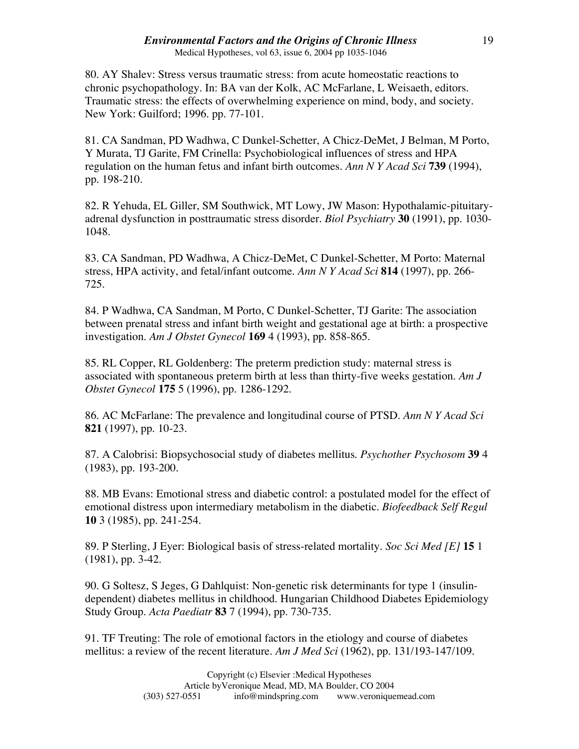80. AY Shalev: Stress versus traumatic stress: from acute homeostatic reactions to chronic psychopathology. In: BA van der Kolk, AC McFarlane, L Weisaeth, editors. Traumatic stress: the effects of overwhelming experience on mind, body, and society. New York: Guilford; 1996. pp. 77-101.

81. CA Sandman, PD Wadhwa, C Dunkel-Schetter, A Chicz-DeMet, J Belman, M Porto, Y Murata, TJ Garite, FM Crinella: Psychobiological influences of stress and HPA regulation on the human fetus and infant birth outcomes. *Ann N Y Acad Sci* **739** (1994), pp. 198-210.

82. R Yehuda, EL Giller, SM Southwick, MT Lowy, JW Mason: Hypothalamic-pituitary-adrenal dysfunction in posttraumatic stress disorder. *Biol Psychiatry* **30** (1991), pp. 1030-1048.

83. CA Sandman, PD Wadhwa, A Chicz-DeMet, C Dunkel-Schetter, M Porto: Maternal stress, HPA activity, and fetal/infant outcome. *Ann N Y Acad Sci* **814** (1997), pp. 266-725.

84. P Wadhwa, CA Sandman, M Porto, C Dunkel-Schetter, TJ Garite: The association between prenatal stress and infant birth weight and gestational age at birth: a prospective investigation. *Am J Obstet Gynecol* **169** 4 (1993), pp. 858-865.

85. RL Copper, RL Goldenberg: The preterm prediction study: maternal stress is associated with spontaneous preterm birth at less than thirty-five weeks gestation. *Am J Obstet Gynecol* **175** 5 (1996), pp. 1286-1292.

86. AC McFarlane: The prevalence and longitudinal course of PTSD. *Ann N Y Acad Sci* **821** (1997), pp. 10-23.

87. A Calobrisi: Biopsychosocial study of diabetes mellitus. *Psychother Psychosom* **39** 4 (1983), pp. 193-200.

88. MB Evans: Emotional stress and diabetic control: a postulated model for the effect of emotional distress upon intermediary metabolism in the diabetic. *Biofeedback Self Regul* **10** 3 (1985), pp. 241-254.

89. P Sterling, J Eyer: Biological basis of stress-related mortality. *Soc Sci Med [E]* **15** 1 (1981), pp. 3-42.

90. G Soltesz, S Jeges, G Dahlquist: Non-genetic risk determinants for type 1 (insulin-dependent) diabetes mellitus in childhood. Hungarian Childhood Diabetes Epidemiology Study Group. *Acta Paediatr* **83** 7 (1994), pp. 730-735.

91. TF Treuting: The role of emotional factors in the etiology and course of diabetes mellitus: a review of the recent literature. *Am J Med Sci* (1962), pp. 131/193-147/109.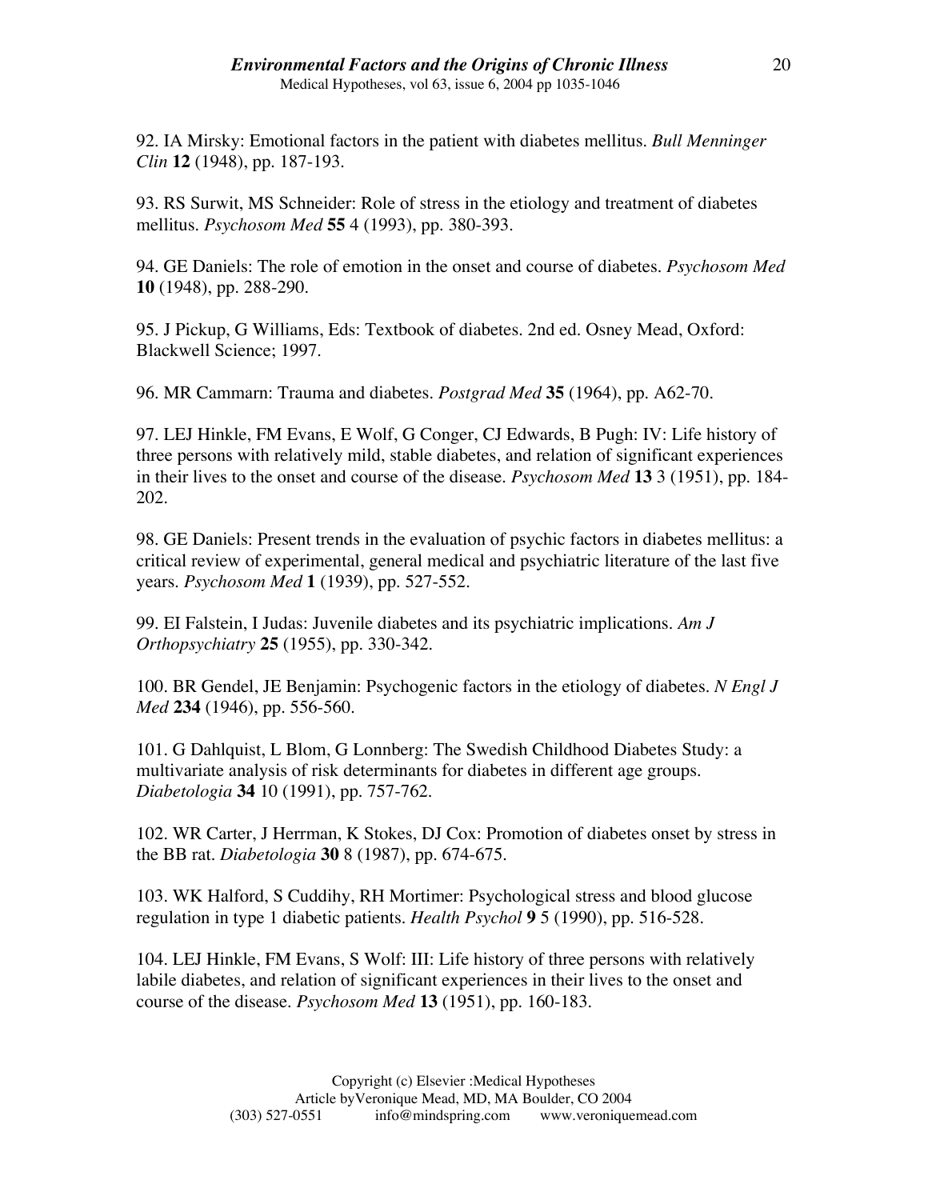92. IA Mirsky: Emotional factors in the patient with diabetes mellitus. *Bull Menninger Clin* **12** (1948), pp. 187-193.

93. RS Surwit, MS Schneider: Role of stress in the etiology and treatment of diabetes mellitus. *Psychosom Med* **55** 4 (1993), pp. 380-393.

94. GE Daniels: The role of emotion in the onset and course of diabetes. *Psychosom Med* **10** (1948), pp. 288-290.

95. J Pickup, G Williams, Eds: Textbook of diabetes. 2nd ed. Osney Mead, Oxford: Blackwell Science; 1997.

96. MR Cammarn: Trauma and diabetes. *Postgrad Med* **35** (1964), pp. A62-70.

97. LEJ Hinkle, FM Evans, E Wolf, G Conger, CJ Edwards, B Pugh: IV: Life history of three persons with relatively mild, stable diabetes, and relation of significant experiences in their lives to the onset and course of the disease. *Psychosom Med* **13** 3 (1951), pp. 184-202.

98. GE Daniels: Present trends in the evaluation of psychic factors in diabetes mellitus: a critical review of experimental, general medical and psychiatric literature of the last five years. *Psychosom Med* **1** (1939), pp. 527-552.

99. EI Falstein, I Judas: Juvenile diabetes and its psychiatric implications. *Am J Orthopsychiatry* **25** (1955), pp. 330-342.

100. BR Gendel, JE Benjamin: Psychogenic factors in the etiology of diabetes. *N Engl J Med* **234** (1946), pp. 556-560.

101. G Dahlquist, L Blom, G Lonnberg: The Swedish Childhood Diabetes Study: a multivariate analysis of risk determinants for diabetes in different age groups. *Diabetologia* **34** 10 (1991), pp. 757-762.

102. WR Carter, J Herrman, K Stokes, DJ Cox: Promotion of diabetes onset by stress in the BB rat. *Diabetologia* **30** 8 (1987), pp. 674-675.

103. WK Halford, S Cuddihy, RH Mortimer: Psychological stress and blood glucose regulation in type 1 diabetic patients. *Health Psychol* **9** 5 (1990), pp. 516-528.

104. LEJ Hinkle, FM Evans, S Wolf: III: Life history of three persons with relatively labile diabetes, and relation of significant experiences in their lives to the onset and course of the disease. *Psychosom Med* **13** (1951), pp. 160-183.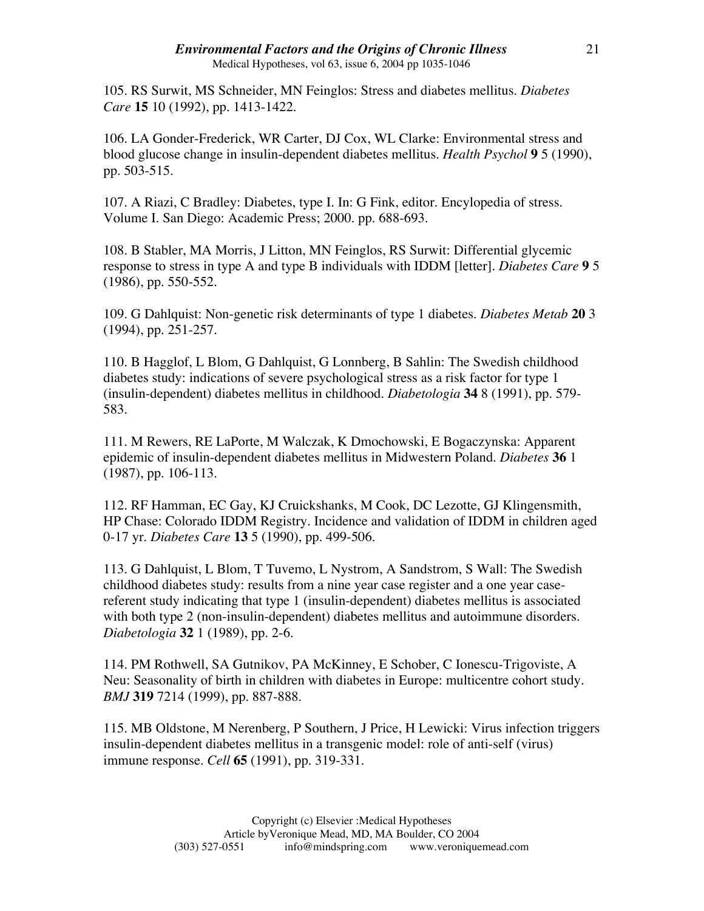105. RS Surwit, MS Schneider, MN Feinglos: Stress and diabetes mellitus. *Diabetes Care* **15** 10 (1992), pp. 1413-1422.

106. LA Gonder-Frederick, WR Carter, DJ Cox, WL Clarke: Environmental stress and blood glucose change in insulin-dependent diabetes mellitus. *Health Psychol* **9** 5 (1990), pp. 503-515.

107. A Riazi, C Bradley: Diabetes, type I. In: G Fink, editor. Encylopedia of stress. Volume I. San Diego: Academic Press; 2000. pp. 688-693.

108. B Stabler, MA Morris, J Litton, MN Feinglos, RS Surwit: Differential glycemic response to stress in type A and type B individuals with IDDM [letter]. *Diabetes Care* **9** 5 (1986), pp. 550-552.

109. G Dahlquist: Non-genetic risk determinants of type 1 diabetes. *Diabetes Metab* **20** 3 (1994), pp. 251-257.

110. B Hagglof, L Blom, G Dahlquist, G Lonnberg, B Sahlin: The Swedish childhood diabetes study: indications of severe psychological stress as a risk factor for type 1 (insulin-dependent) diabetes mellitus in childhood. *Diabetologia* **34** 8 (1991), pp. 579-583.

111. M Rewers, RE LaPorte, M Walczak, K Dmochowski, E Bogaczynska: Apparent epidemic of insulin-dependent diabetes mellitus in Midwestern Poland. *Diabetes* **36** 1 (1987), pp. 106-113.

112. RF Hamman, EC Gay, KJ Cruickshanks, M Cook, DC Lezotte, GJ Klingensmith, HP Chase: Colorado IDDM Registry. Incidence and validation of IDDM in children aged 0-17 yr. *Diabetes Care* **13** 5 (1990), pp. 499-506.

113. G Dahlquist, L Blom, T Tuvemo, L Nystrom, A Sandstrom, S Wall: The Swedish childhood diabetes study: results from a nine year case register and a one year case-referent study indicating that type 1 (insulin-dependent) diabetes mellitus is associated with both type 2 (non-insulin-dependent) diabetes mellitus and autoimmune disorders. *Diabetologia* **32** 1 (1989), pp. 2-6.

114. PM Rothwell, SA Gutnikov, PA McKinney, E Schober, C Ionescu-Trigoviste, A Neu: Seasonality of birth in children with diabetes in Europe: multicentre cohort study. *BMJ* **319** 7214 (1999), pp. 887-888.

115. MB Oldstone, M Nerenberg, P Southern, J Price, H Lewicki: Virus infection triggers insulin-dependent diabetes mellitus in a transgenic model: role of anti-self (virus) immune response. *Cell* **65** (1991), pp. 319-331.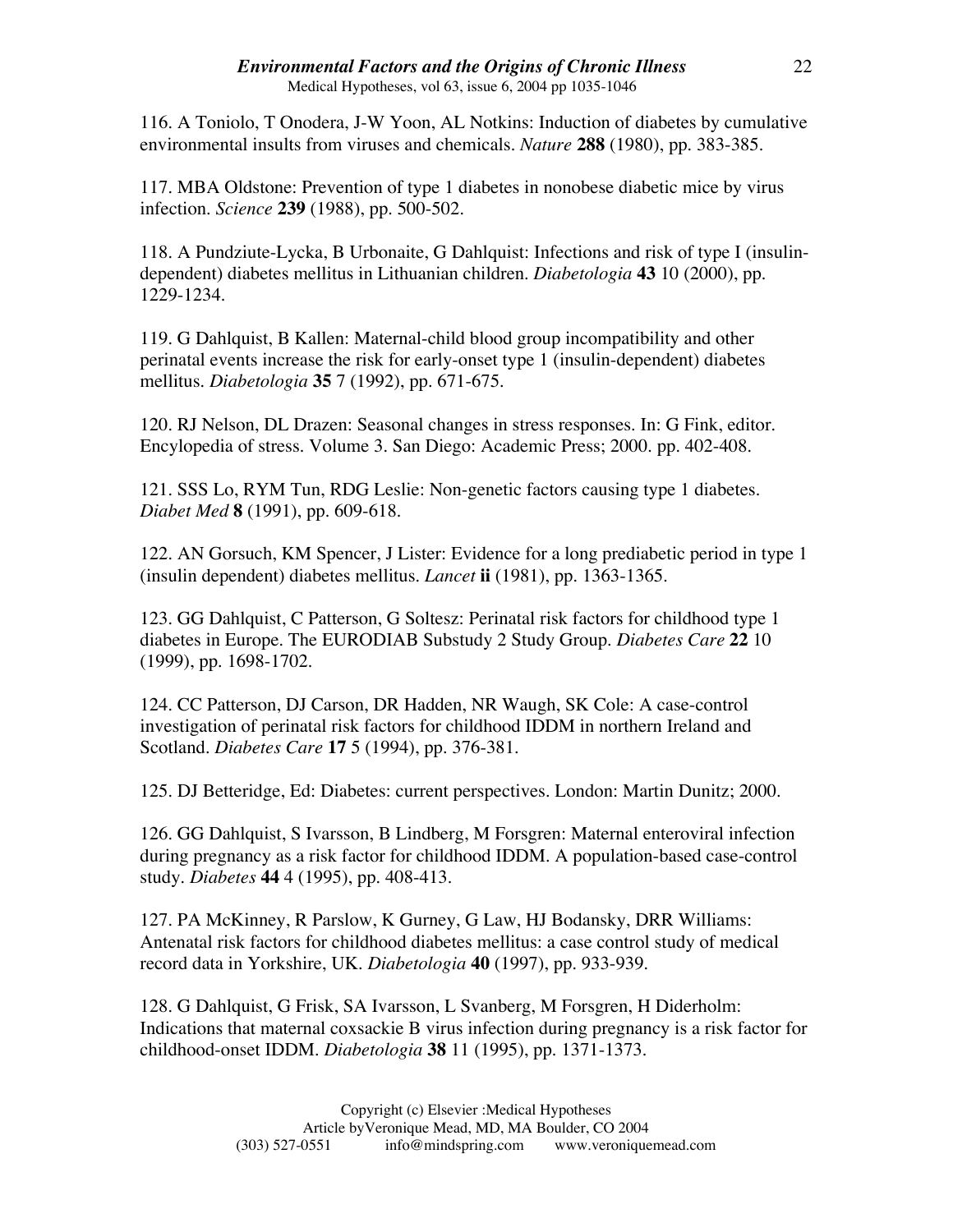116. A Toniolo, T Onodera, J-W Yoon, AL Notkins: Induction of diabetes by cumulative environmental insults from viruses and chemicals. *Nature* **288** (1980), pp. 383-385.

117. MBA Oldstone: Prevention of type 1 diabetes in nonobese diabetic mice by virus infection. *Science* **239** (1988), pp. 500-502.

118. A Pundziute-Lycka, B Urbonaite, G Dahlquist: Infections and risk of type I (insulin-dependent) diabetes mellitus in Lithuanian children. *Diabetologia* **43** 10 (2000), pp. 1229-1234.

119. G Dahlquist, B Kallen: Maternal-child blood group incompatibility and other perinatal events increase the risk for early-onset type 1 (insulin-dependent) diabetes mellitus. *Diabetologia* **35** 7 (1992), pp. 671-675.

120. RJ Nelson, DL Drazen: Seasonal changes in stress responses. In: G Fink, editor. Encylopedia of stress. Volume 3. San Diego: Academic Press; 2000. pp. 402-408.

121. SSS Lo, RYM Tun, RDG Leslie: Non-genetic factors causing type 1 diabetes. *Diabet Med* **8** (1991), pp. 609-618.

122. AN Gorsuch, KM Spencer, J Lister: Evidence for a long prediabetic period in type 1 (insulin dependent) diabetes mellitus. *Lancet* **ii** (1981), pp. 1363-1365.

123. GG Dahlquist, C Patterson, G Soltesz: Perinatal risk factors for childhood type 1 diabetes in Europe. The EURODIAB Substudy 2 Study Group. *Diabetes Care* **22** 10 (1999), pp. 1698-1702.

124. CC Patterson, DJ Carson, DR Hadden, NR Waugh, SK Cole: A case-control investigation of perinatal risk factors for childhood IDDM in northern Ireland and Scotland. *Diabetes Care* **17** 5 (1994), pp. 376-381.

125. DJ Betteridge, Ed: Diabetes: current perspectives. London: Martin Dunitz; 2000.

126. GG Dahlquist, S Ivarsson, B Lindberg, M Forsgren: Maternal enteroviral infection during pregnancy as a risk factor for childhood IDDM. A population-based case-control study. *Diabetes* **44** 4 (1995), pp. 408-413.

127. PA McKinney, R Parslow, K Gurney, G Law, HJ Bodansky, DRR Williams: Antenatal risk factors for childhood diabetes mellitus: a case control study of medical record data in Yorkshire, UK. *Diabetologia* **40** (1997), pp. 933-939.

128. G Dahlquist, G Frisk, SA Ivarsson, L Svanberg, M Forsgren, H Diderholm: Indications that maternal coxsackie B virus infection during pregnancy is a risk factor for childhood-onset IDDM. *Diabetologia* **38** 11 (1995), pp. 1371-1373.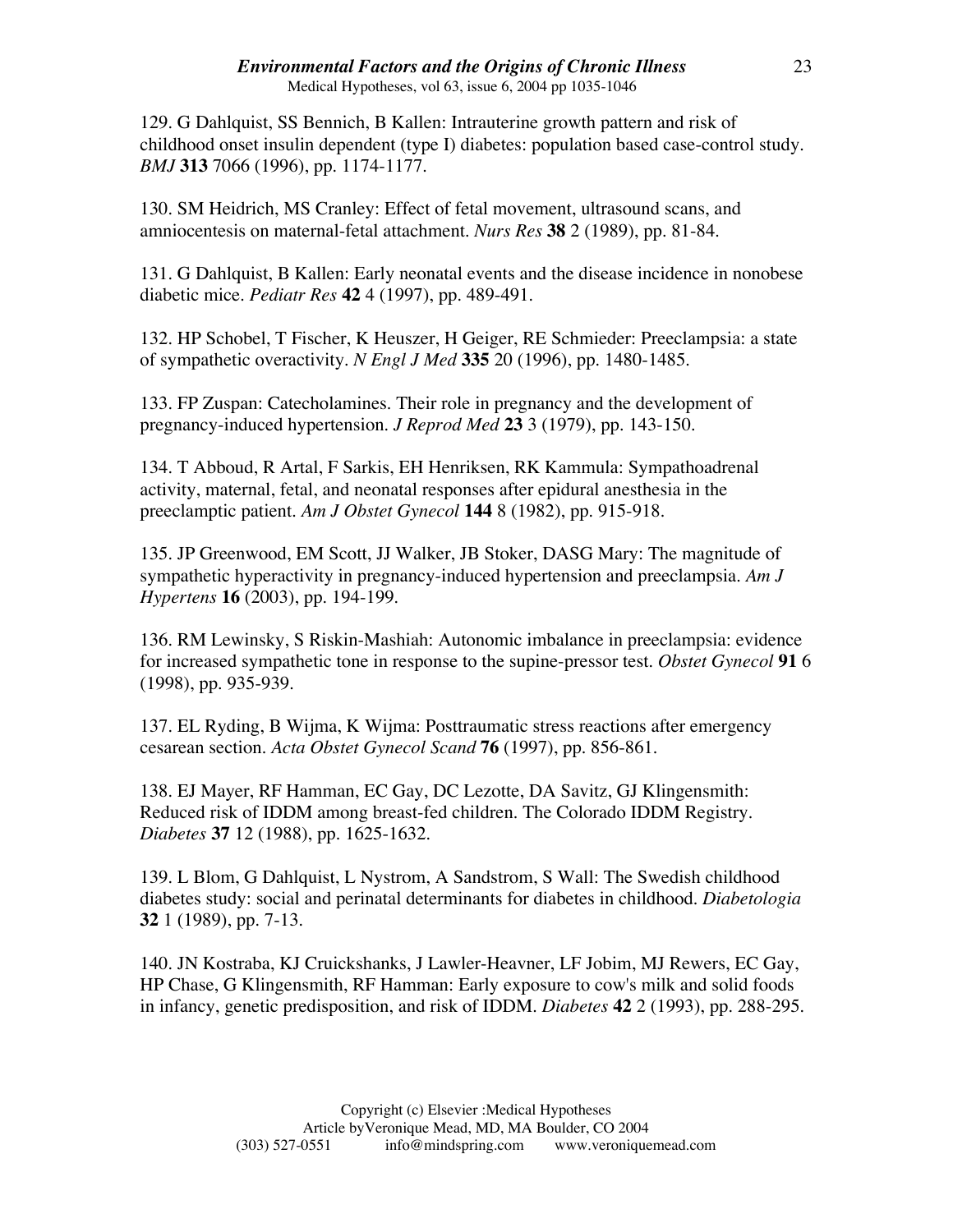129. G Dahlquist, SS Bennich, B Kallen: Intrauterine growth pattern and risk of childhood onset insulin dependent (type I) diabetes: population based case-control study. *BMJ* **313** 7066 (1996), pp. 1174-1177.

130. SM Heidrich, MS Cranley: Effect of fetal movement, ultrasound scans, and amniocentesis on maternal-fetal attachment. *Nurs Res* **38** 2 (1989), pp. 81-84.

131. G Dahlquist, B Kallen: Early neonatal events and the disease incidence in nonobese diabetic mice. *Pediatr Res* **42** 4 (1997), pp. 489-491.

132. HP Schobel, T Fischer, K Heuszer, H Geiger, RE Schmieder: Preeclampsia: a state of sympathetic overactivity. *N Engl J Med* **335** 20 (1996), pp. 1480-1485.

133. FP Zuspan: Catecholamines. Their role in pregnancy and the development of pregnancy-induced hypertension. *J Reprod Med* **23** 3 (1979), pp. 143-150.

134. T Abboud, R Artal, F Sarkis, EH Henriksen, RK Kammula: Sympathoadrenal activity, maternal, fetal, and neonatal responses after epidural anesthesia in the preeclamptic patient. *Am J Obstet Gynecol* **144** 8 (1982), pp. 915-918.

135. JP Greenwood, EM Scott, JJ Walker, JB Stoker, DASG Mary: The magnitude of sympathetic hyperactivity in pregnancy-induced hypertension and preeclampsia. *Am J Hypertens* **16** (2003), pp. 194-199.

136. RM Lewinsky, S Riskin-Mashiah: Autonomic imbalance in preeclampsia: evidence for increased sympathetic tone in response to the supine-pressor test. *Obstet Gynecol* **91** 6 (1998), pp. 935-939.

137. EL Ryding, B Wijma, K Wijma: Posttraumatic stress reactions after emergency cesarean section. *Acta Obstet Gynecol Scand* **76** (1997), pp. 856-861.

138. EJ Mayer, RF Hamman, EC Gay, DC Lezotte, DA Savitz, GJ Klingensmith: Reduced risk of IDDM among breast-fed children. The Colorado IDDM Registry. *Diabetes* **37** 12 (1988), pp. 1625-1632.

139. L Blom, G Dahlquist, L Nystrom, A Sandstrom, S Wall: The Swedish childhood diabetes study: social and perinatal determinants for diabetes in childhood. *Diabetologia* **32** 1 (1989), pp. 7-13.

140. JN Kostraba, KJ Cruickshanks, J Lawler-Heavner, LF Jobim, MJ Rewers, EC Gay, HP Chase, G Klingensmith, RF Hamman: Early exposure to cow's milk and solid foods in infancy, genetic predisposition, and risk of IDDM. *Diabetes* **42** 2 (1993), pp. 288-295.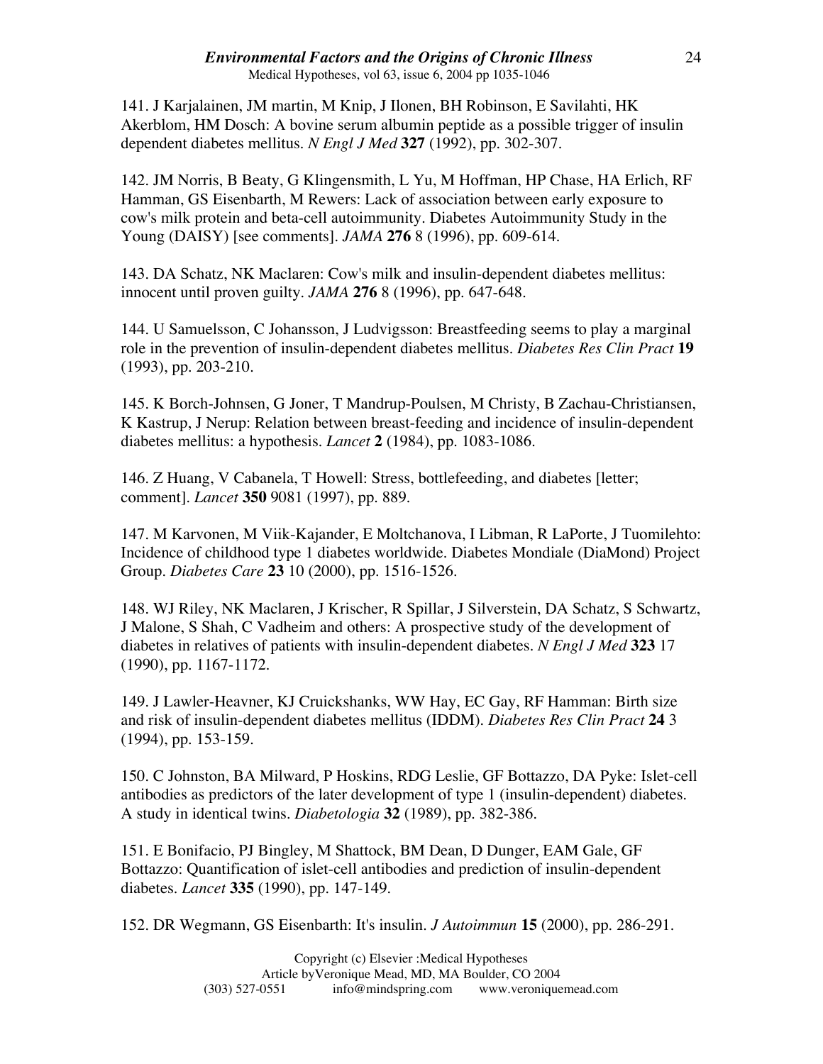141. J Karjalainen, JM martin, M Knip, J Ilonen, BH Robinson, E Savilahti, HK Akerblom, HM Dosch: A bovine serum albumin peptide as a possible trigger of insulin dependent diabetes mellitus. *N Engl J Med* **327** (1992), pp. 302-307.

142. JM Norris, B Beaty, G Klingensmith, L Yu, M Hoffman, HP Chase, HA Erlich, RF Hamman, GS Eisenbarth, M Rewers: Lack of association between early exposure to cow's milk protein and beta-cell autoimmunity. Diabetes Autoimmunity Study in the Young (DAISY) [see comments]. *JAMA* **276** 8 (1996), pp. 609-614.

143. DA Schatz, NK Maclaren: Cow's milk and insulin-dependent diabetes mellitus: innocent until proven guilty. *JAMA* **276** 8 (1996), pp. 647-648.

144. U Samuelsson, C Johansson, J Ludvigsson: Breastfeeding seems to play a marginal role in the prevention of insulin-dependent diabetes mellitus. *Diabetes Res Clin Pract* **19** (1993), pp. 203-210.

145. K Borch-Johnsen, G Joner, T Mandrup-Poulsen, M Christy, B Zachau-Christiansen, K Kastrup, J Nerup: Relation between breast-feeding and incidence of insulin-dependent diabetes mellitus: a hypothesis. *Lancet* **2** (1984), pp. 1083-1086.

146. Z Huang, V Cabanela, T Howell: Stress, bottlefeeding, and diabetes [letter; comment]. *Lancet* **350** 9081 (1997), pp. 889.

147. M Karvonen, M Viik-Kajander, E Moltchanova, I Libman, R LaPorte, J Tuomilehto: Incidence of childhood type 1 diabetes worldwide. Diabetes Mondiale (DiaMond) Project Group. *Diabetes Care* **23** 10 (2000), pp. 1516-1526.

148. WJ Riley, NK Maclaren, J Krischer, R Spillar, J Silverstein, DA Schatz, S Schwartz, J Malone, S Shah, C Vadheim and others: A prospective study of the development of diabetes in relatives of patients with insulin-dependent diabetes. *N Engl J Med* **323** 17 (1990), pp. 1167-1172.

149. J Lawler-Heavner, KJ Cruickshanks, WW Hay, EC Gay, RF Hamman: Birth size and risk of insulin-dependent diabetes mellitus (IDDM). *Diabetes Res Clin Pract* **24** 3 (1994), pp. 153-159.

150. C Johnston, BA Milward, P Hoskins, RDG Leslie, GF Bottazzo, DA Pyke: Islet-cell antibodies as predictors of the later development of type 1 (insulin-dependent) diabetes. A study in identical twins. *Diabetologia* **32** (1989), pp. 382-386.

151. E Bonifacio, PJ Bingley, M Shattock, BM Dean, D Dunger, EAM Gale, GF Bottazzo: Quantification of islet-cell antibodies and prediction of insulin-dependent diabetes. *Lancet* **335** (1990), pp. 147-149.

152. DR Wegmann, GS Eisenbarth: It's insulin. *J Autoimmun* **15** (2000), pp. 286-291.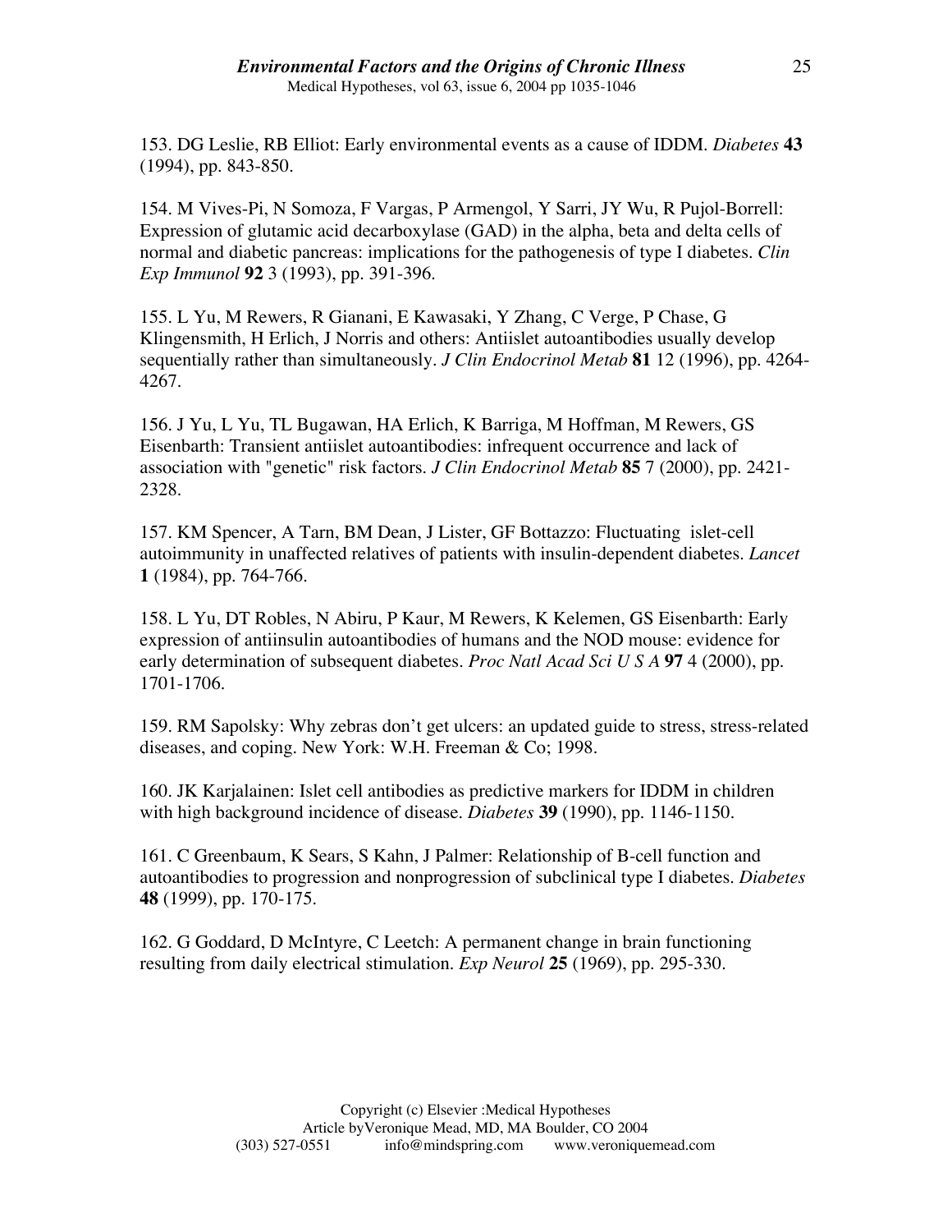153. DG Leslie, RB Elliot: Early environmental events as a cause of IDDM. *Diabetes* **43** (1994), pp. 843-850.

154. M Vives-Pi, N Somoza, F Vargas, P Armengol, Y Sarri, JY Wu, R Pujol-Borrell: Expression of glutamic acid decarboxylase (GAD) in the alpha, beta and delta cells of normal and diabetic pancreas: implications for the pathogenesis of type I diabetes. *Clin Exp Immunol* **92** 3 (1993), pp. 391-396.

155. L Yu, M Rewers, R Gianani, E Kawasaki, Y Zhang, C Verge, P Chase, G Klingensmith, H Erlich, J Norris and others: Antiislet autoantibodies usually develop sequentially rather than simultaneously. *J Clin Endocrinol Metab* **81** 12 (1996), pp. 4264-4267.

156. J Yu, L Yu, TL Bugawan, HA Erlich, K Barriga, M Hoffman, M Rewers, GS Eisenbarth: Transient antiislet autoantibodies: infrequent occurrence and lack of association with "genetic" risk factors. *J Clin Endocrinol Metab* **85** 7 (2000), pp. 2421-2328.

157. KM Spencer, A Tarn, BM Dean, J Lister, GF Bottazzo: Fluctuating islet-cell autoimmunity in unaffected relatives of patients with insulin-dependent diabetes. *Lancet* **1** (1984), pp. 764-766.

158. L Yu, DT Robles, N Abiru, P Kaur, M Rewers, K Kelemen, GS Eisenbarth: Early expression of antiinsulin autoantibodies of humans and the NOD mouse: evidence for early determination of subsequent diabetes. *Proc Natl Acad Sci U S A* **97** 4 (2000), pp. 1701-1706.

159. RM Sapolsky: Why zebras don't get ulcers: an updated guide to stress, stress-related diseases, and coping. New York: W.H. Freeman & Co; 1998.

160. JK Karjalainen: Islet cell antibodies as predictive markers for IDDM in children with high background incidence of disease. *Diabetes* **39** (1990), pp. 1146-1150.

161. C Greenbaum, K Sears, S Kahn, J Palmer: Relationship of B-cell function and autoantibodies to progression and nonprogression of subclinical type I diabetes. *Diabetes* **48** (1999), pp. 170-175.

162. G Goddard, D McIntyre, C Leetch: A permanent change in brain functioning resulting from daily electrical stimulation. *Exp Neurol* **25** (1969), pp. 295-330.

Copyright (c) Elsevier :Medical Hypotheses
Article byVeronique Mead, MD, MA Boulder, CO 2004
(303) 527-0551 info@mindspring.com www.veroniquemead.com